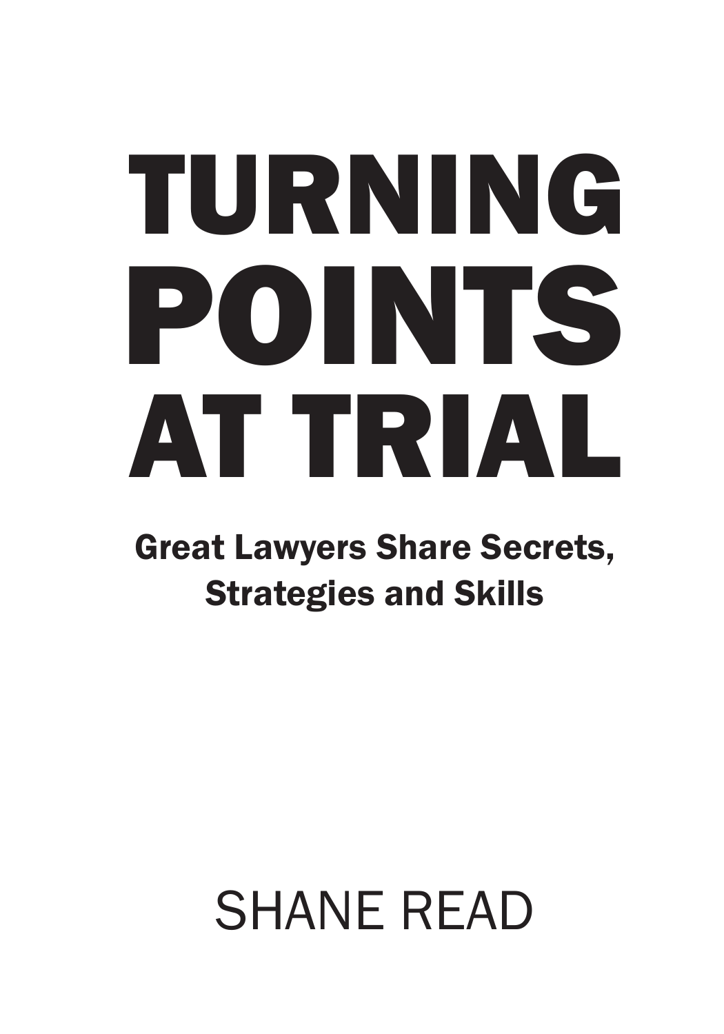# TURNING POINTS AT TRIAL

## Great Lawyers Share Secrets, Strategies and Skills

SHANE READ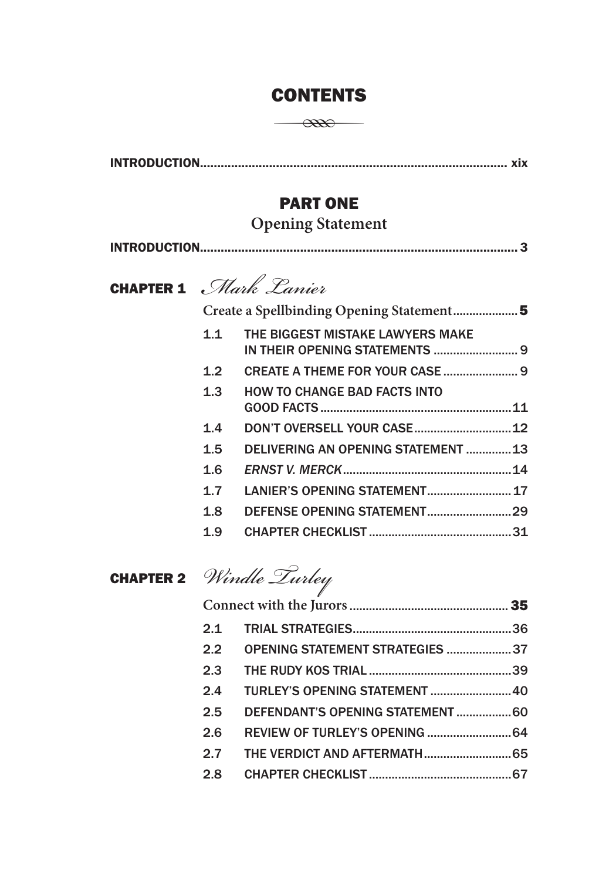# CONTENTS

INTRODUCTION ........................................................................................ xix

## PART ONE

### Opening Statement

INTRODUCTION ........................................................................................ 3

## CHAPTER 1 *Mark Lanier*

**Create a Spellbinding Opening Statement .................... 5**

| | | |
|---|---|---|
| 1.1 | THE BIGGEST MISTAKE LAWYERS MAKE IN THEIR OPENING STATEMENTS | 9 |
| 1.2 | CREATE A THEME FOR YOUR CASE | 9 |
| 1.3 | HOW TO CHANGE BAD FACTS INTO GOOD FACTS | 11 |
| 1.4 | DON'T OVERSELL YOUR CASE | 12 |
| 1.5 | DELIVERING AN OPENING STATEMENT | 13 |
| 1.6 | *ERNST V. MERCK* | 14 |
| 1.7 | LANIER'S OPENING STATEMENT | 17 |
| 1.8 | DEFENSE OPENING STATEMENT | 29 |
| 1.9 | CHAPTER CHECKLIST | 31 |

## CHAPTER 2 *Windle Turley*

**Connect with the Jurors ................................................ 35**

| | | |
|---|---|---|
| 2.1 | TRIAL STRATEGIES | 36 |
| 2.2 | OPENING STATEMENT STRATEGIES | 37 |
| 2.3 | THE RUDY KOS TRIAL | 39 |
| 2.4 | TURLEY'S OPENING STATEMENT | 40 |
| 2.5 | DEFENDANT'S OPENING STATEMENT | 60 |
| 2.6 | REVIEW OF TURLEY'S OPENING | 64 |
| 2.7 | THE VERDICT AND AFTERMATH | 65 |
| 2.8 | CHAPTER CHECKLIST | 67 |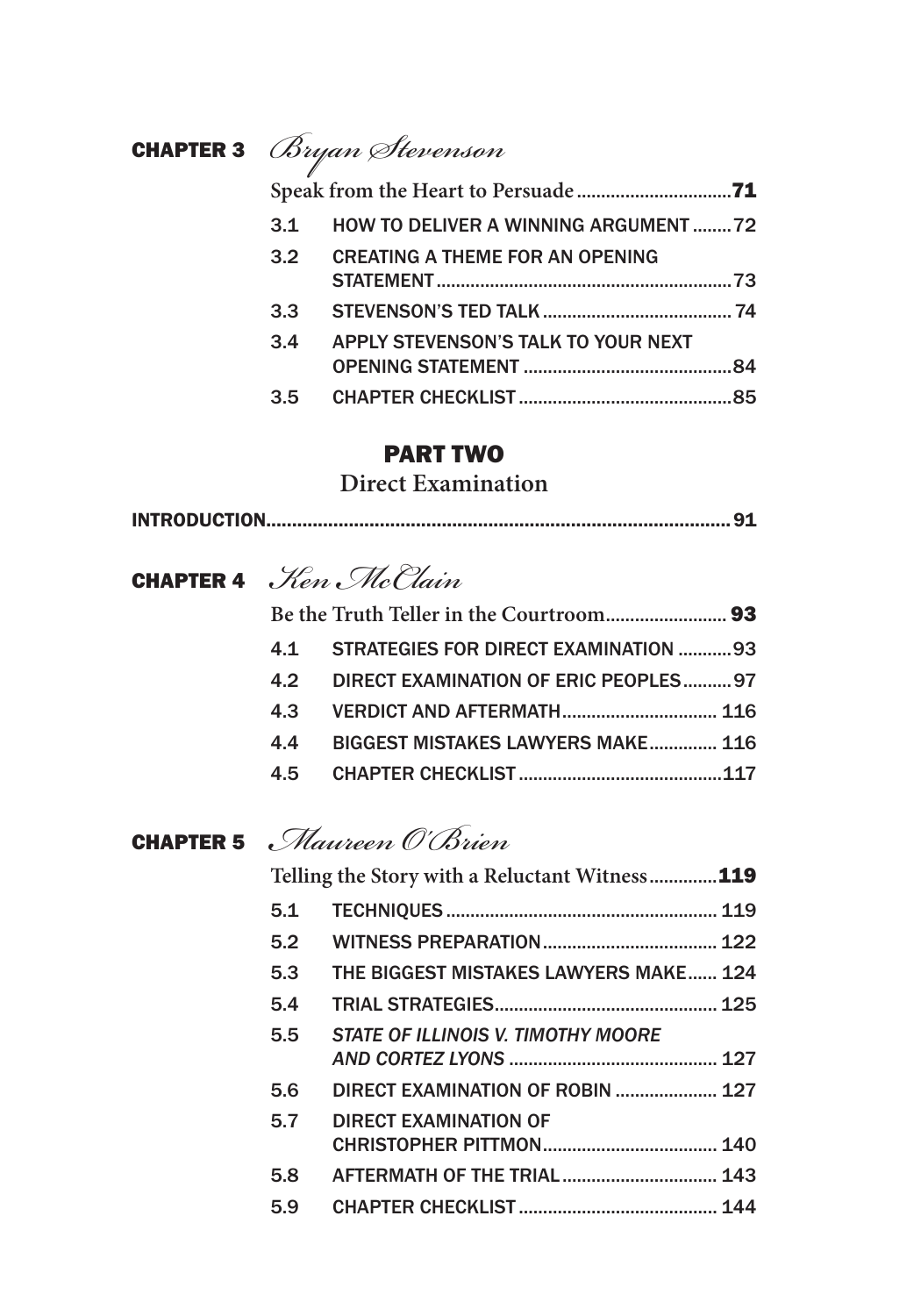## CHAPTER 3 *Bryan Stevenson*

**Speak from the Heart to Persuade** .......... **71**

- 3.1 HOW TO DELIVER A WINNING ARGUMENT .......... 72
- 3.2 CREATING A THEME FOR AN OPENING STATEMENT .......... 73
- 3.3 STEVENSON'S TED TALK .......... 74
- 3.4 APPLY STEVENSON'S TALK TO YOUR NEXT OPENING STATEMENT .......... 84
- 3.5 CHAPTER CHECKLIST .......... 85

# PART TWO

## Direct Examination

INTRODUCTION .......... 91

## CHAPTER 4 *Ken McClain*

**Be the Truth Teller in the Courtroom** .......... **93**

- 4.1 STRATEGIES FOR DIRECT EXAMINATION .......... 93
- 4.2 DIRECT EXAMINATION OF ERIC PEOPLES .......... 97
- 4.3 VERDICT AND AFTERMATH .......... 116
- 4.4 BIGGEST MISTAKES LAWYERS MAKE .......... 116
- 4.5 CHAPTER CHECKLIST .......... 117

## CHAPTER 5 *Maureen O'Brien*

**Telling the Story with a Reluctant Witness** .......... **119**

- 5.1 TECHNIQUES .......... 119
- 5.2 WITNESS PREPARATION .......... 122
- 5.3 THE BIGGEST MISTAKES LAWYERS MAKE .......... 124
- 5.4 TRIAL STRATEGIES .......... 125
- 5.5 *STATE OF ILLINOIS V. TIMOTHY MOORE AND CORTEZ LYONS* .......... 127
- 5.6 DIRECT EXAMINATION OF ROBIN .......... 127
- 5.7 DIRECT EXAMINATION OF CHRISTOPHER PITTMON .......... 140
- 5.8 AFTERMATH OF THE TRIAL .......... 143
- 5.9 CHAPTER CHECKLIST .......... 144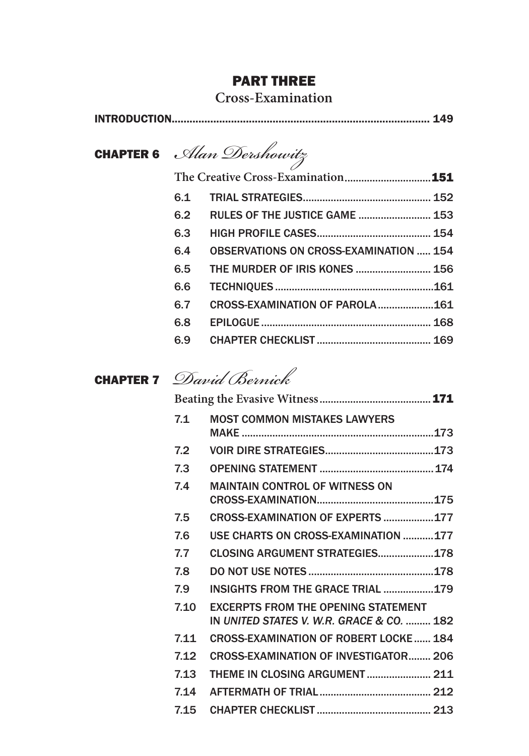# PART THREE

## Cross-Examination

INTRODUCTION ........................................................................ 149

## CHAPTER 6 *Alan Dershowitz*

**The Creative Cross-Examination** ............................... **151**

| | | |
|---|---|---|
| 6.1 | TRIAL STRATEGIES | 152 |
| 6.2 | RULES OF THE JUSTICE GAME | 153 |
| 6.3 | HIGH PROFILE CASES | 154 |
| 6.4 | OBSERVATIONS ON CROSS-EXAMINATION | 154 |
| 6.5 | THE MURDER OF IRIS KONES | 156 |
| 6.6 | TECHNIQUES | 161 |
| 6.7 | CROSS-EXAMINATION OF PAROLA | 161 |
| 6.8 | EPILOGUE | 168 |
| 6.9 | CHAPTER CHECKLIST | 169 |

## CHAPTER 7 *David Bernick*

**Beating the Evasive Witness** ........................................ **171**

| | | |
|---|---|---|
| 7.1 | MOST COMMON MISTAKES LAWYERS MAKE | 173 |
| 7.2 | VOIR DIRE STRATEGIES | 173 |
| 7.3 | OPENING STATEMENT | 174 |
| 7.4 | MAINTAIN CONTROL OF WITNESS ON CROSS-EXAMINATION | 175 |
| 7.5 | CROSS-EXAMINATION OF EXPERTS | 177 |
| 7.6 | USE CHARTS ON CROSS-EXAMINATION | 177 |
| 7.7 | CLOSING ARGUMENT STRATEGIES | 178 |
| 7.8 | DO NOT USE NOTES | 178 |
| 7.9 | INSIGHTS FROM THE GRACE TRIAL | 179 |
| 7.10 | EXCERPTS FROM THE OPENING STATEMENT IN *UNITED STATES V. W.R. GRACE & CO.* | 182 |
| 7.11 | CROSS-EXAMINATION OF ROBERT LOCKE | 184 |
| 7.12 | CROSS-EXAMINATION OF INVESTIGATOR | 206 |
| 7.13 | THEME IN CLOSING ARGUMENT | 211 |
| 7.14 | AFTERMATH OF TRIAL | 212 |
| 7.15 | CHAPTER CHECKLIST | 213 |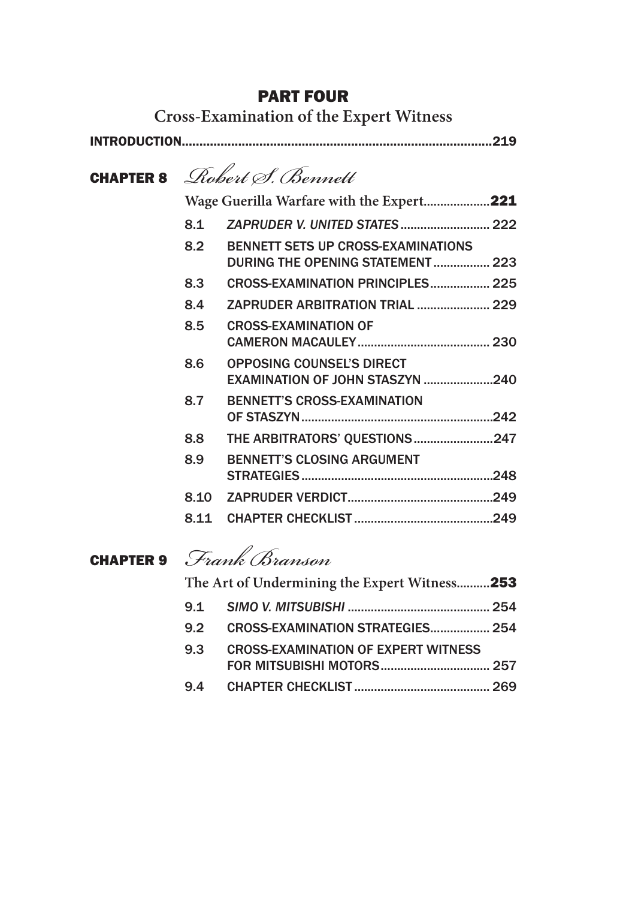# PART FOUR

## Cross-Examination of the Expert Witness

INTRODUCTION....................................................................................219

## CHAPTER 8 *Robert S. Bennett*

**Wage Guerilla Warfare with the Expert....................221**

| | | |
|---|---|---|
| 8.1 | *ZAPRUDER V. UNITED STATES* | 222 |
| 8.2 | BENNETT SETS UP CROSS-EXAMINATIONS DURING THE OPENING STATEMENT | 223 |
| 8.3 | CROSS-EXAMINATION PRINCIPLES | 225 |
| 8.4 | ZAPRUDER ARBITRATION TRIAL | 229 |
| 8.5 | CROSS-EXAMINATION OF CAMERON MACAULEY | 230 |
| 8.6 | OPPOSING COUNSEL'S DIRECT EXAMINATION OF JOHN STASZYN | 240 |
| 8.7 | BENNETT'S CROSS-EXAMINATION OF STASZYN | 242 |
| 8.8 | THE ARBITRATORS' QUESTIONS | 247 |
| 8.9 | BENNETT'S CLOSING ARGUMENT STRATEGIES | 248 |
| 8.10 | ZAPRUDER VERDICT | 249 |
| 8.11 | CHAPTER CHECKLIST | 249 |

## CHAPTER 9 *Frank Branson*

**The Art of Undermining the Expert Witness..........253**

| | | |
|---|---|---|
| 9.1 | *SIMO V. MITSUBISHI* | 254 |
| 9.2 | CROSS-EXAMINATION STRATEGIES | 254 |
| 9.3 | CROSS-EXAMINATION OF EXPERT WITNESS FOR MITSUBISHI MOTORS | 257 |
| 9.4 | CHAPTER CHECKLIST | 269 |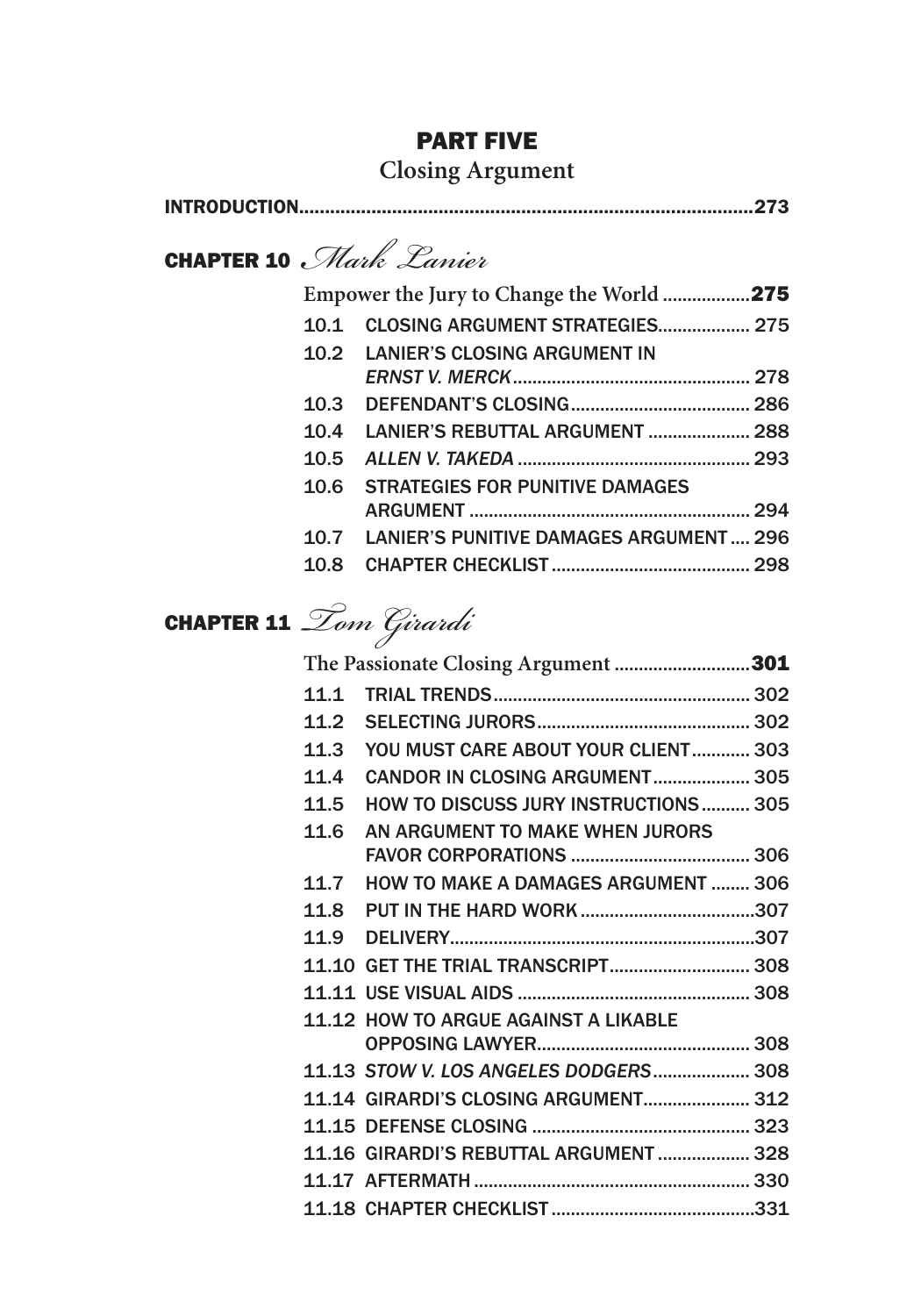## PART FIVE

### Closing Argument

INTRODUCTION.......................................................................................273

### CHAPTER 10 *Mark Lanier*

**Empower the Jury to Change the World ..................275**

10.1 CLOSING ARGUMENT STRATEGIES................... 275

10.2 LANIER'S CLOSING ARGUMENT IN *ERNST V. MERCK*................................................ 278

10.3 DEFENDANT'S CLOSING..................................... 286

10.4 LANIER'S REBUTTAL ARGUMENT ..................... 288

10.5 *ALLEN V. TAKEDA* ................................................ 293

10.6 STRATEGIES FOR PUNITIVE DAMAGES ARGUMENT .......................................................... 294

10.7 LANIER'S PUNITIVE DAMAGES ARGUMENT .... 296

10.8 CHAPTER CHECKLIST ......................................... 298

### CHAPTER 11 *Tom Girardi*

**The Passionate Closing Argument ............................301**

11.1 TRIAL TRENDS..................................................... 302

11.2 SELECTING JURORS............................................ 302

11.3 YOU MUST CARE ABOUT YOUR CLIENT............ 303

11.4 CANDOR IN CLOSING ARGUMENT.................... 305

11.5 HOW TO DISCUSS JURY INSTRUCTIONS.......... 305

11.6 AN ARGUMENT TO MAKE WHEN JURORS FAVOR CORPORATIONS ..................................... 306

11.7 HOW TO MAKE A DAMAGES ARGUMENT ........ 306

11.8 PUT IN THE HARD WORK ....................................307

11.9 DELIVERY...............................................................307

11.10 GET THE TRIAL TRANSCRIPT............................. 308

11.11 USE VISUAL AIDS ................................................ 308

11.12 HOW TO ARGUE AGAINST A LIKABLE OPPOSING LAWYER............................................ 308

11.13 *STOW V. LOS ANGELES DODGERS*.................... 308

11.14 GIRARDI'S CLOSING ARGUMENT...................... 312

11.15 DEFENSE CLOSING ............................................. 323

11.16 GIRARDI'S REBUTTAL ARGUMENT ................... 328

11.17 AFTERMATH ......................................................... 330

11.18 CHAPTER CHECKLIST ..........................................331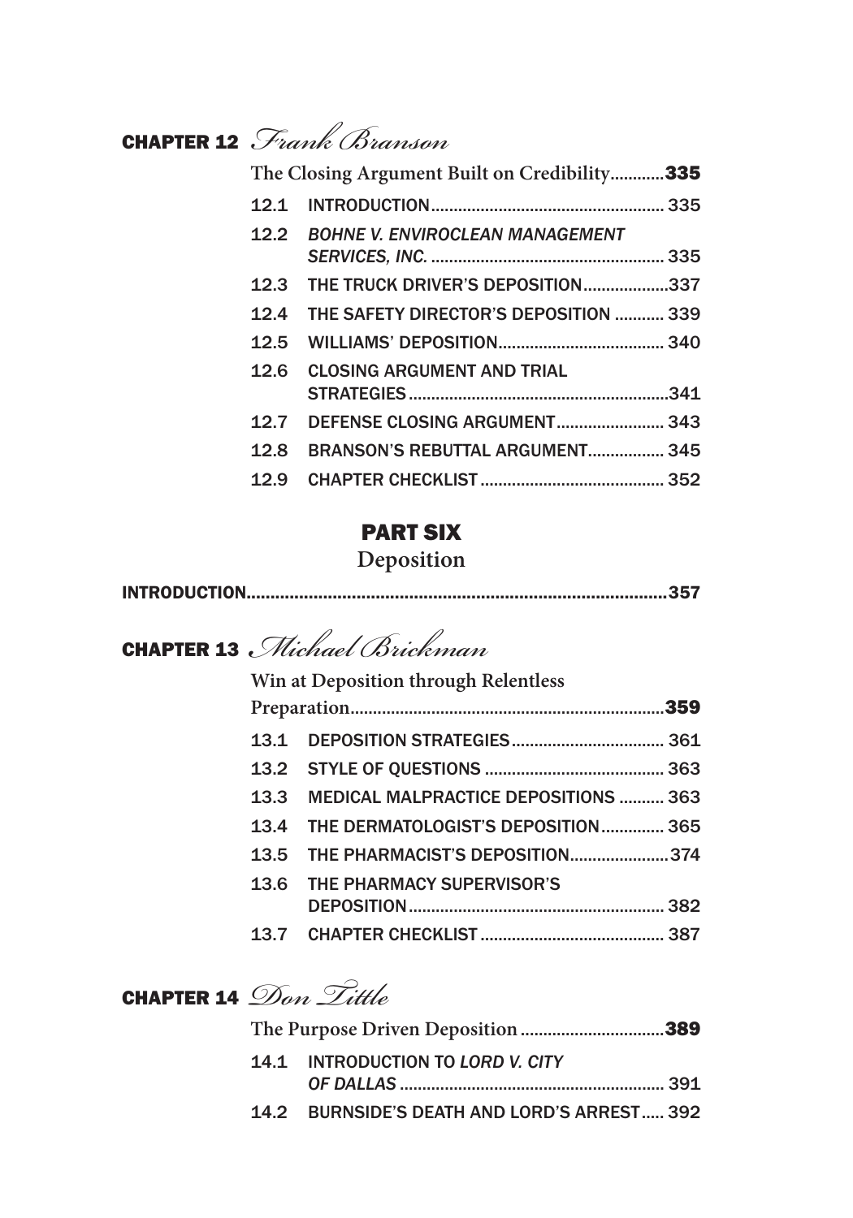## CHAPTER 12 *Frank Branson*

**The Closing Argument Built on Credibility............335**

| | | |
|---|---|---|
| 12.1 | INTRODUCTION | 335 |
| 12.2 | *BOHNE V. ENVIROCLEAN MANAGEMENT SERVICES, INC.* | 335 |
| 12.3 | THE TRUCK DRIVER'S DEPOSITION | 337 |
| 12.4 | THE SAFETY DIRECTOR'S DEPOSITION | 339 |
| 12.5 | WILLIAMS' DEPOSITION | 340 |
| 12.6 | CLOSING ARGUMENT AND TRIAL STRATEGIES | 341 |
| 12.7 | DEFENSE CLOSING ARGUMENT | 343 |
| 12.8 | BRANSON'S REBUTTAL ARGUMENT | 345 |
| 12.9 | CHAPTER CHECKLIST | 352 |

# PART SIX

**Deposition**

INTRODUCTION........................................................................................357

## CHAPTER 13 *Michael Brickman*

**Win at Deposition through Relentless Preparation.....................................................................359**

| | | |
|---|---|---|
| 13.1 | DEPOSITION STRATEGIES | 361 |
| 13.2 | STYLE OF QUESTIONS | 363 |
| 13.3 | MEDICAL MALPRACTICE DEPOSITIONS | 363 |
| 13.4 | THE DERMATOLOGIST'S DEPOSITION | 365 |
| 13.5 | THE PHARMACIST'S DEPOSITION | 374 |
| 13.6 | THE PHARMACY SUPERVISOR'S DEPOSITION | 382 |
| 13.7 | CHAPTER CHECKLIST | 387 |

## CHAPTER 14 *Don Tittle*

**The Purpose Driven Deposition................................389**

| | | |
|---|---|---|
| 14.1 | INTRODUCTION TO *LORD V. CITY OF DALLAS* | 391 |
| 14.2 | BURNSIDE'S DEATH AND LORD'S ARREST | 392 |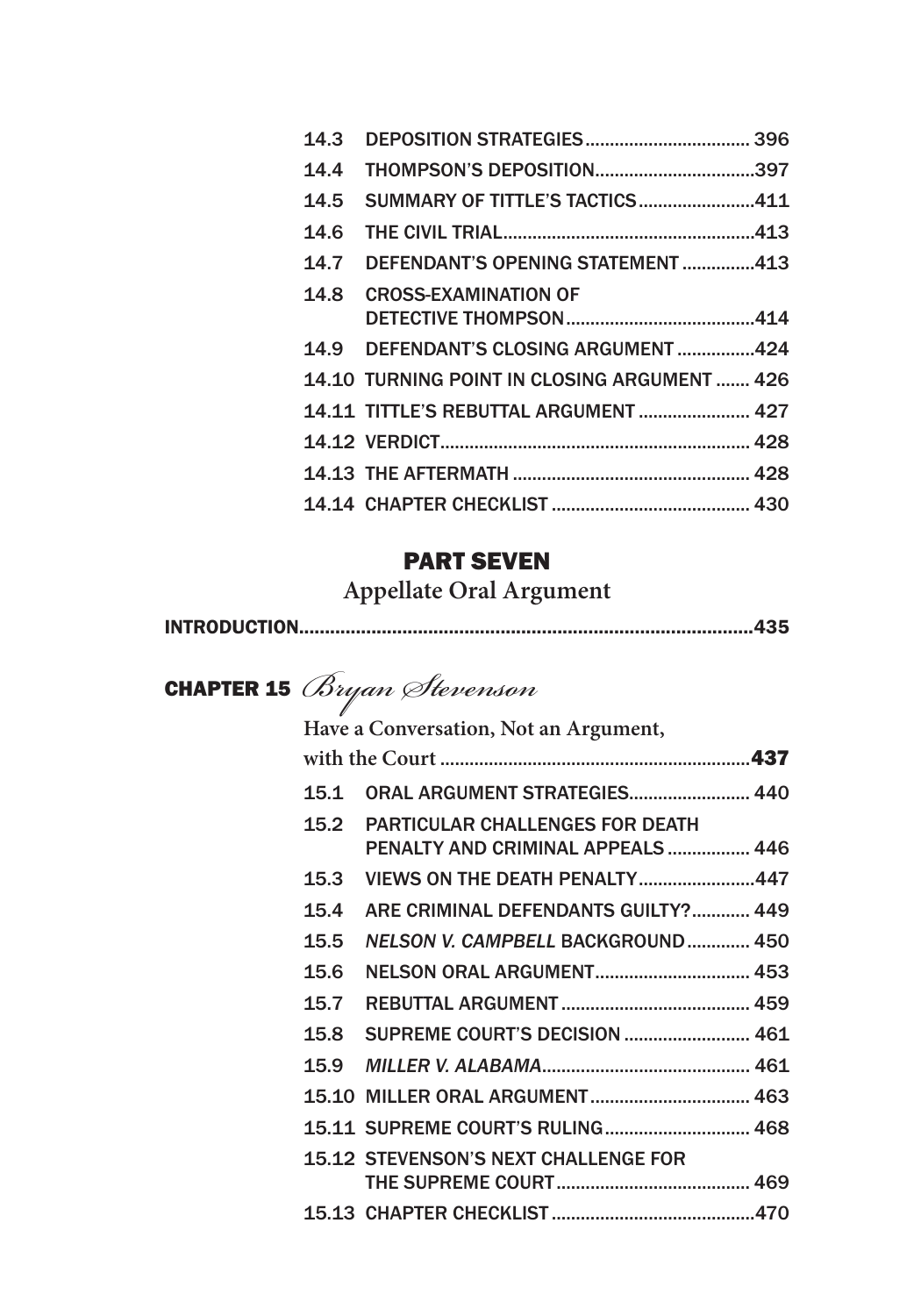14.3 DEPOSITION STRATEGIES .................................. 396

14.4 THOMPSON'S DEPOSITION .................................397

14.5 SUMMARY OF TITTLE'S TACTICS ........................411

14.6 THE CIVIL TRIAL ...................................................413

14.7 DEFENDANT'S OPENING STATEMENT ...............413

14.8 CROSS-EXAMINATION OF DETECTIVE THOMPSON .......................................414

14.9 DEFENDANT'S CLOSING ARGUMENT ................424

14.10 TURNING POINT IN CLOSING ARGUMENT ....... 426

14.11 TITTLE'S REBUTTAL ARGUMENT ....................... 427

14.12 VERDICT ............................................................... 428

14.13 THE AFTERMATH ................................................. 428

14.14 CHAPTER CHECKLIST ......................................... 430

# PART SEVEN

## Appellate Oral Argument

INTRODUCTION .......................................................................................435

## CHAPTER 15 *Bryan Stevenson*

**Have a Conversation, Not an Argument, with the Court** ............................................................**437**

15.1 ORAL ARGUMENT STRATEGIES ......................... 440

15.2 PARTICULAR CHALLENGES FOR DEATH PENALTY AND CRIMINAL APPEALS ................. 446

15.3 VIEWS ON THE DEATH PENALTY ........................447

15.4 ARE CRIMINAL DEFENDANTS GUILTY? ............ 449

15.5 *NELSON V. CAMPBELL* BACKGROUND ............. 450

15.6 NELSON ORAL ARGUMENT ................................ 453

15.7 REBUTTAL ARGUMENT ....................................... 459

15.8 SUPREME COURT'S DECISION .......................... 461

15.9 *MILLER V. ALABAMA* ........................................... 461

15.10 MILLER ORAL ARGUMENT ................................. 463

15.11 SUPREME COURT'S RULING .............................. 468

15.12 STEVENSON'S NEXT CHALLENGE FOR THE SUPREME COURT ........................................ 469

15.13 CHAPTER CHECKLIST ..........................................470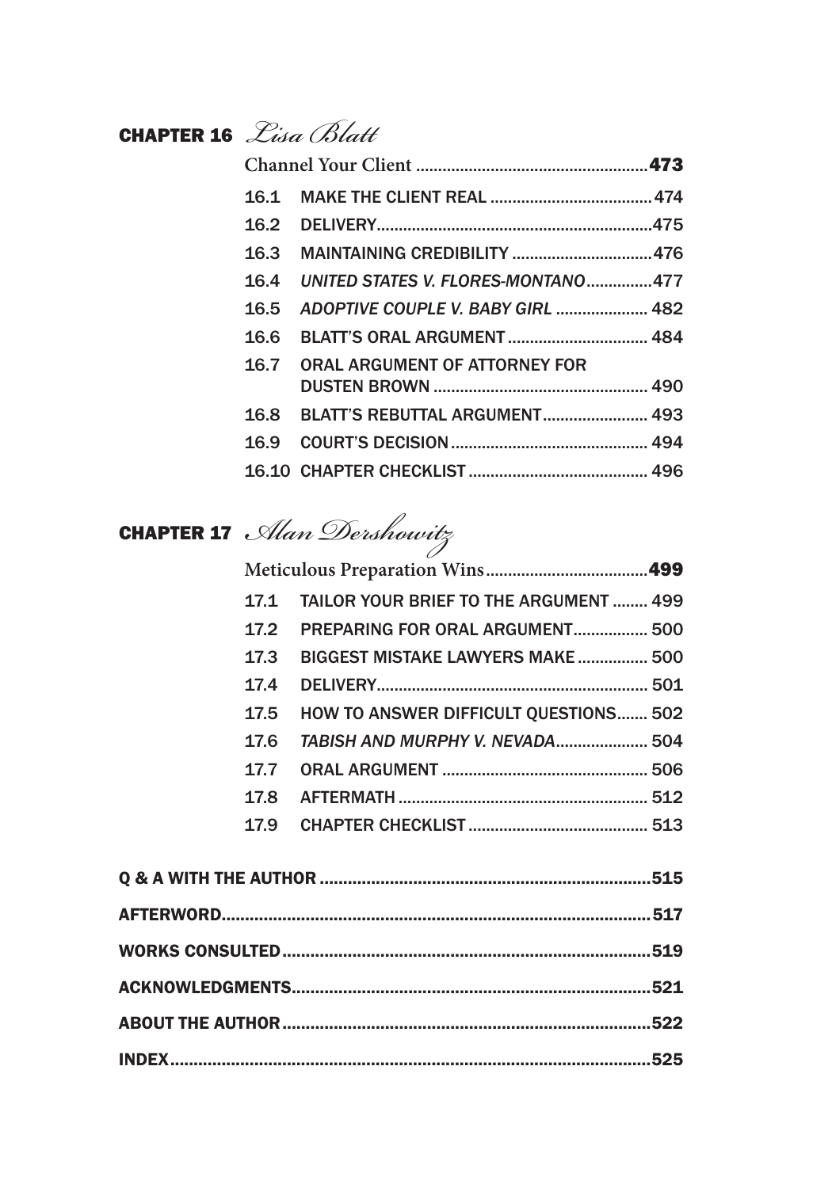## CHAPTER 16 *Lisa Blatt*

**Channel Your Client .................................................... 473**

- 16.1 MAKE THE CLIENT REAL ..................................... 474
- 16.2 DELIVERY ............................................................ 475
- 16.3 MAINTAINING CREDIBILITY ................................ 476
- 16.4 *UNITED STATES V. FLORES-MONTANO* ............... 477
- 16.5 *ADOPTIVE COUPLE V. BABY GIRL* ..................... 482
- 16.6 BLATT'S ORAL ARGUMENT ................................ 484
- 16.7 ORAL ARGUMENT OF ATTORNEY FOR DUSTEN BROWN ................................................ 490
- 16.8 BLATT'S REBUTTAL ARGUMENT ........................ 493
- 16.9 COURT'S DECISION ............................................ 494
- 16.10 CHAPTER CHECKLIST ......................................... 496

## CHAPTER 17 *Alan Dershowitz*

**Meticulous Preparation Wins .................................... 499**

- 17.1 TAILOR YOUR BRIEF TO THE ARGUMENT ........ 499
- 17.2 PREPARING FOR ORAL ARGUMENT ................. 500
- 17.3 BIGGEST MISTAKE LAWYERS MAKE ................ 500
- 17.4 DELIVERY ............................................................ 501
- 17.5 HOW TO ANSWER DIFFICULT QUESTIONS ....... 502
- 17.6 *TABISH AND MURPHY V. NEVADA* ..................... 504
- 17.7 ORAL ARGUMENT .............................................. 506
- 17.8 AFTERMATH ........................................................ 512
- 17.9 CHAPTER CHECKLIST ......................................... 513

**Q & A WITH THE AUTHOR ........................................................................ 515**

**AFTERWORD ............................................................................................ 517**

**WORKS CONSULTED ................................................................................ 519**

**ACKNOWLEDGMENTS .............................................................................. 521**

**ABOUT THE AUTHOR ................................................................................ 522**

**INDEX ....................................................................................................... 525**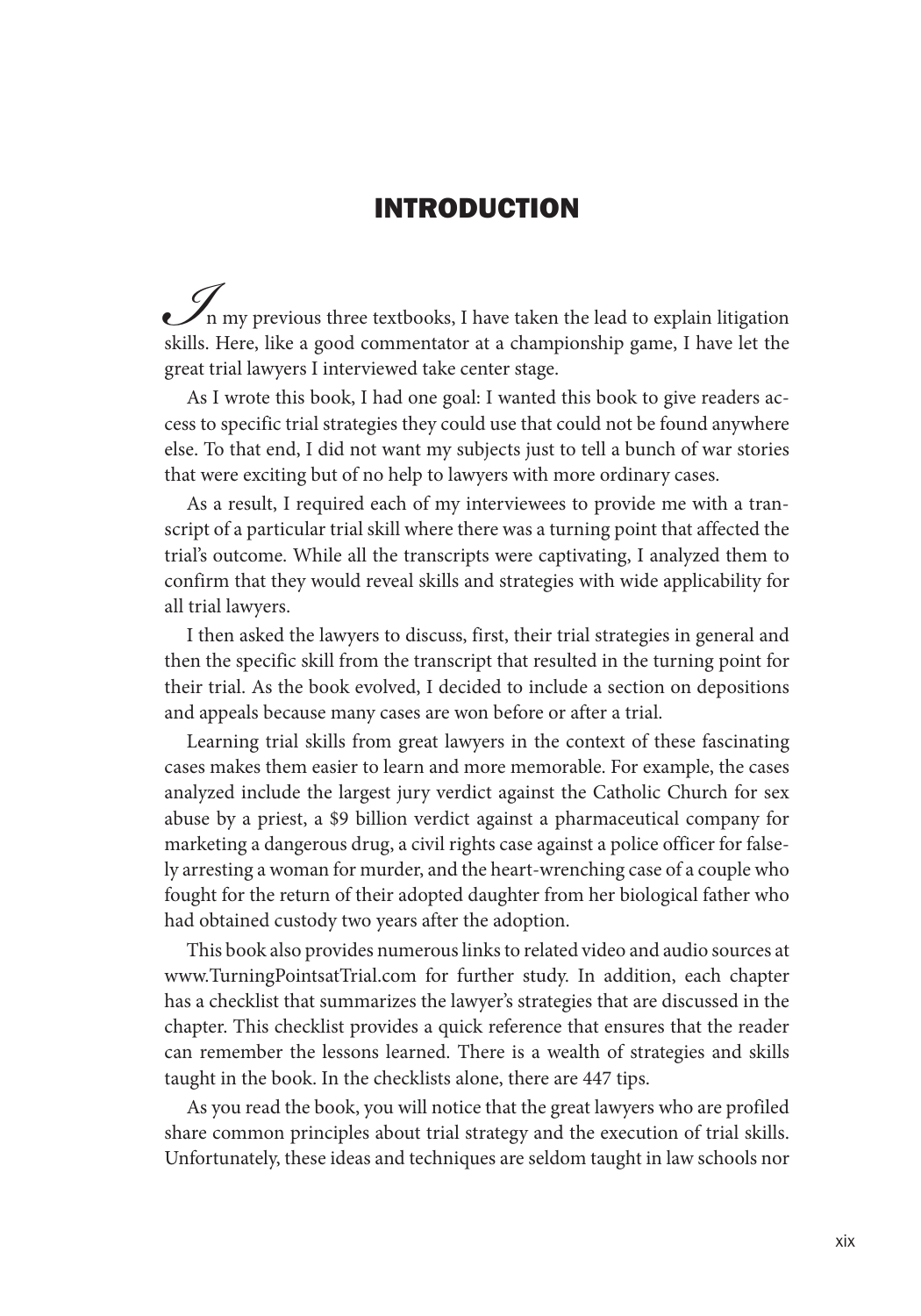# INTRODUCTION

In my previous three textbooks, I have taken the lead to explain litigation skills. Here, like a good commentator at a championship game, I have let the great trial lawyers I interviewed take center stage.

As I wrote this book, I had one goal: I wanted this book to give readers access to specific trial strategies they could use that could not be found anywhere else. To that end, I did not want my subjects just to tell a bunch of war stories that were exciting but of no help to lawyers with more ordinary cases.

As a result, I required each of my interviewees to provide me with a transcript of a particular trial skill where there was a turning point that affected the trial's outcome. While all the transcripts were captivating, I analyzed them to confirm that they would reveal skills and strategies with wide applicability for all trial lawyers.

I then asked the lawyers to discuss, first, their trial strategies in general and then the specific skill from the transcript that resulted in the turning point for their trial. As the book evolved, I decided to include a section on depositions and appeals because many cases are won before or after a trial.

Learning trial skills from great lawyers in the context of these fascinating cases makes them easier to learn and more memorable. For example, the cases analyzed include the largest jury verdict against the Catholic Church for sex abuse by a priest, a $9 billion verdict against a pharmaceutical company for marketing a dangerous drug, a civil rights case against a police officer for falsely arresting a woman for murder, and the heart-wrenching case of a couple who fought for the return of their adopted daughter from her biological father who had obtained custody two years after the adoption.

This book also provides numerous links to related video and audio sources at www.TurningPointsatTrial.com for further study. In addition, each chapter has a checklist that summarizes the lawyer's strategies that are discussed in the chapter. This checklist provides a quick reference that ensures that the reader can remember the lessons learned. There is a wealth of strategies and skills taught in the book. In the checklists alone, there are 447 tips.

As you read the book, you will notice that the great lawyers who are profiled share common principles about trial strategy and the execution of trial skills. Unfortunately, these ideas and techniques are seldom taught in law schools nor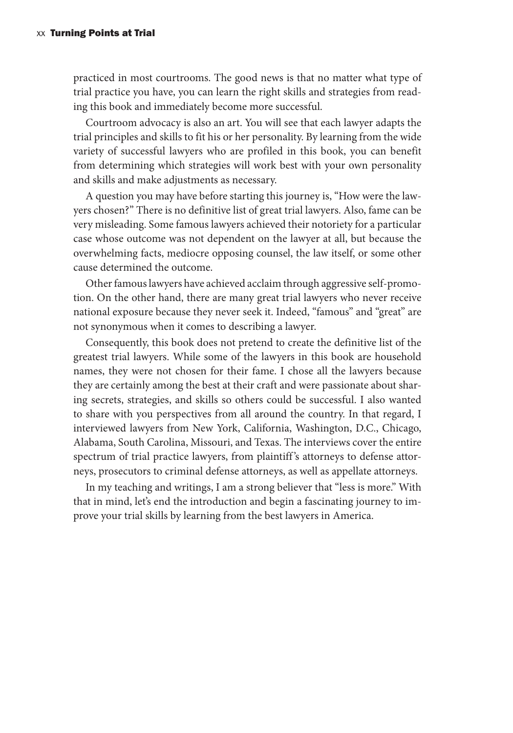practiced in most courtrooms. The good news is that no matter what type of trial practice you have, you can learn the right skills and strategies from reading this book and immediately become more successful.

Courtroom advocacy is also an art. You will see that each lawyer adapts the trial principles and skills to fit his or her personality. By learning from the wide variety of successful lawyers who are profiled in this book, you can benefit from determining which strategies will work best with your own personality and skills and make adjustments as necessary.

A question you may have before starting this journey is, "How were the lawyers chosen?" There is no definitive list of great trial lawyers. Also, fame can be very misleading. Some famous lawyers achieved their notoriety for a particular case whose outcome was not dependent on the lawyer at all, but because the overwhelming facts, mediocre opposing counsel, the law itself, or some other cause determined the outcome.

Other famous lawyers have achieved acclaim through aggressive self-promotion. On the other hand, there are many great trial lawyers who never receive national exposure because they never seek it. Indeed, "famous" and "great" are not synonymous when it comes to describing a lawyer.

Consequently, this book does not pretend to create the definitive list of the greatest trial lawyers. While some of the lawyers in this book are household names, they were not chosen for their fame. I chose all the lawyers because they are certainly among the best at their craft and were passionate about sharing secrets, strategies, and skills so others could be successful. I also wanted to share with you perspectives from all around the country. In that regard, I interviewed lawyers from New York, California, Washington, D.C., Chicago, Alabama, South Carolina, Missouri, and Texas. The interviews cover the entire spectrum of trial practice lawyers, from plaintiff's attorneys to defense attorneys, prosecutors to criminal defense attorneys, as well as appellate attorneys.

In my teaching and writings, I am a strong believer that "less is more." With that in mind, let's end the introduction and begin a fascinating journey to improve your trial skills by learning from the best lawyers in America.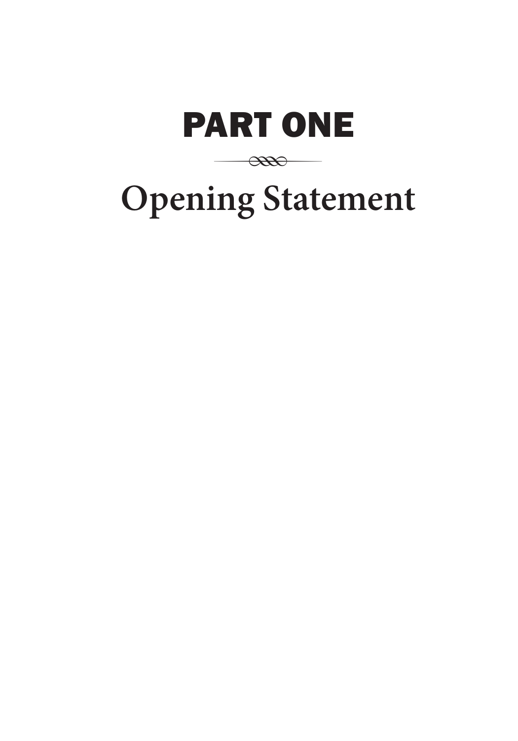# PART ONE

## Opening Statement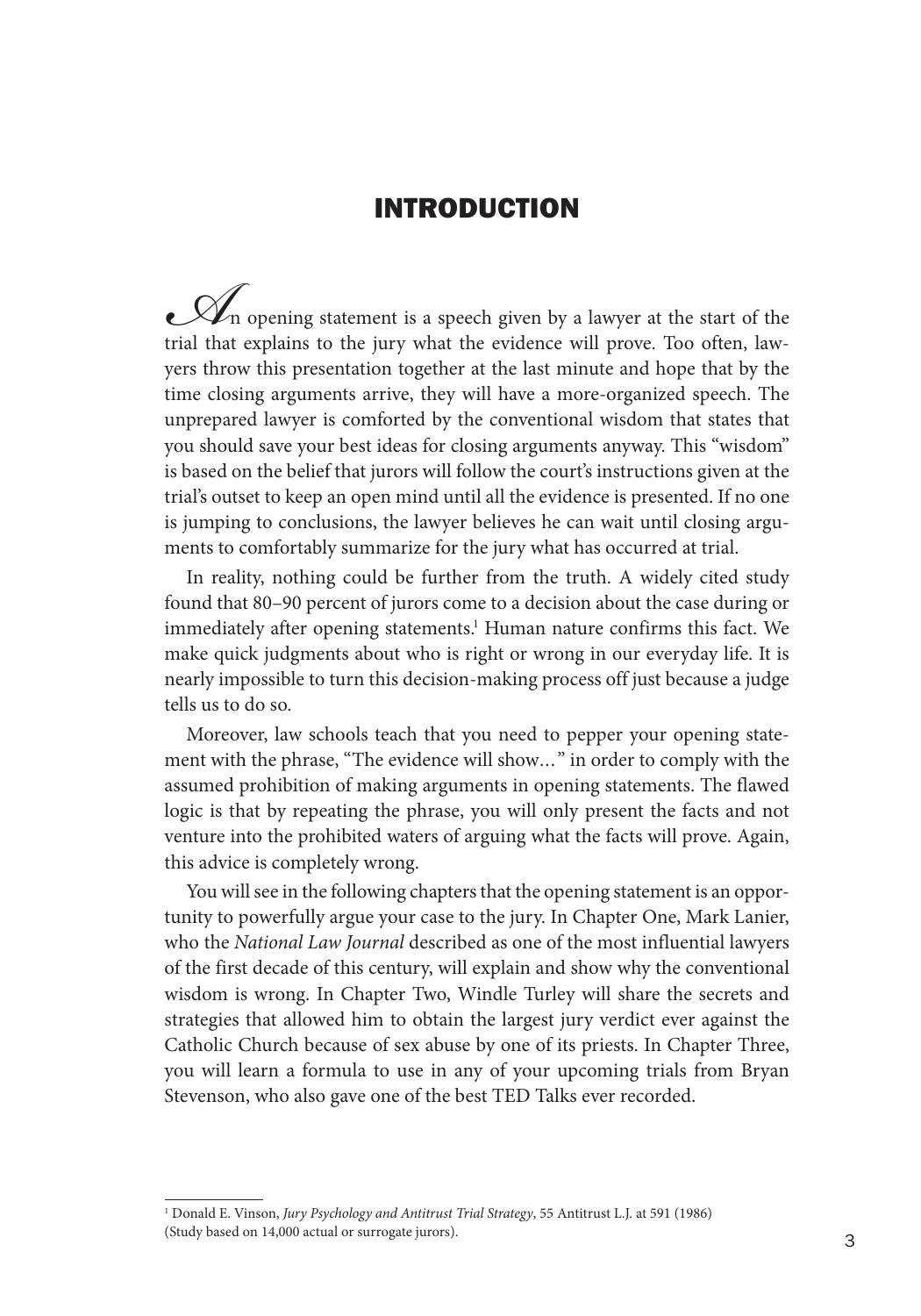# INTRODUCTION

An opening statement is a speech given by a lawyer at the start of the trial that explains to the jury what the evidence will prove. Too often, lawyers throw this presentation together at the last minute and hope that by the time closing arguments arrive, they will have a more-organized speech. The unprepared lawyer is comforted by the conventional wisdom that states that you should save your best ideas for closing arguments anyway. This "wisdom" is based on the belief that jurors will follow the court's instructions given at the trial's outset to keep an open mind until all the evidence is presented. If no one is jumping to conclusions, the lawyer believes he can wait until closing arguments to comfortably summarize for the jury what has occurred at trial.

In reality, nothing could be further from the truth. A widely cited study found that 80–90 percent of jurors come to a decision about the case during or immediately after opening statements.[1] Human nature confirms this fact. We make quick judgments about who is right or wrong in our everyday life. It is nearly impossible to turn this decision-making process off just because a judge tells us to do so.

Moreover, law schools teach that you need to pepper your opening statement with the phrase, "The evidence will show…" in order to comply with the assumed prohibition of making arguments in opening statements. The flawed logic is that by repeating the phrase, you will only present the facts and not venture into the prohibited waters of arguing what the facts will prove. Again, this advice is completely wrong.

You will see in the following chapters that the opening statement is an opportunity to powerfully argue your case to the jury. In Chapter One, Mark Lanier, who the *National Law Journal* described as one of the most influential lawyers of the first decade of this century, will explain and show why the conventional wisdom is wrong. In Chapter Two, Windle Turley will share the secrets and strategies that allowed him to obtain the largest jury verdict ever against the Catholic Church because of sex abuse by one of its priests. In Chapter Three, you will learn a formula to use in any of your upcoming trials from Bryan Stevenson, who also gave one of the best TED Talks ever recorded.

---

[1] Donald E. Vinson, *Jury Psychology and Antitrust Trial Strategy*, 55 Antitrust L.J. at 591 (1986) (Study based on 14,000 actual or surrogate jurors).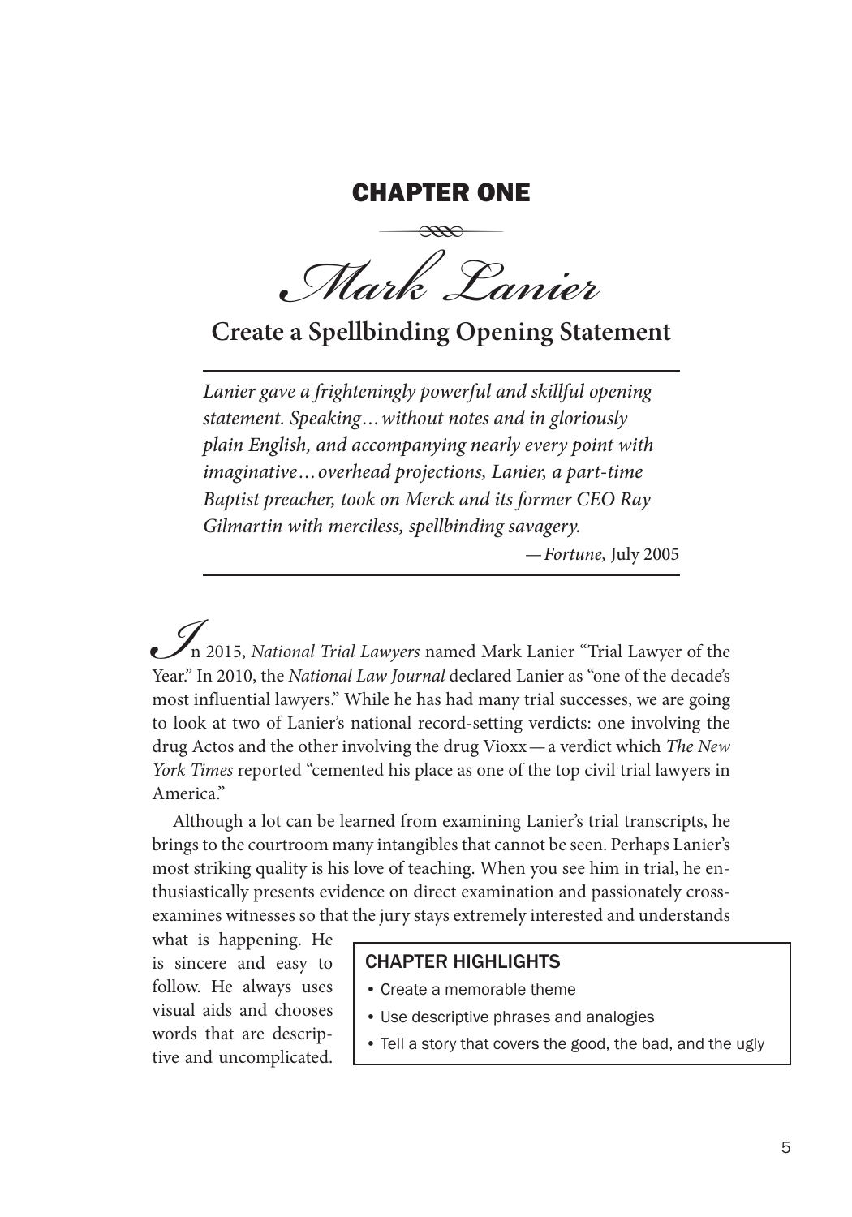# CHAPTER ONE

## Mark Lanier

### Create a Spellbinding Opening Statement

> *Lanier gave a frighteningly powerful and skillful opening statement. Speaking…without notes and in gloriously plain English, and accompanying nearly every point with imaginative…overhead projections, Lanier, a part-time Baptist preacher, took on Merck and its former CEO Ray Gilmartin with merciless, spellbinding savagery.*
>
> —*Fortune,* July 2005

In 2015, *National Trial Lawyers* named Mark Lanier "Trial Lawyer of the Year." In 2010, the *National Law Journal* declared Lanier as "one of the decade's most influential lawyers." While he has had many trial successes, we are going to look at two of Lanier's national record-setting verdicts: one involving the drug Actos and the other involving the drug Vioxx—a verdict which *The New York Times* reported "cemented his place as one of the top civil trial lawyers in America."

Although a lot can be learned from examining Lanier's trial transcripts, he brings to the courtroom many intangibles that cannot be seen. Perhaps Lanier's most striking quality is his love of teaching. When you see him in trial, he enthusiastically presents evidence on direct examination and passionately cross-examines witnesses so that the jury stays extremely interested and understands what is happening. He is sincere and easy to follow. He always uses visual aids and chooses words that are descriptive and uncomplicated.

**CHAPTER HIGHLIGHTS**

- Create a memorable theme
- Use descriptive phrases and analogies
- Tell a story that covers the good, the bad, and the ugly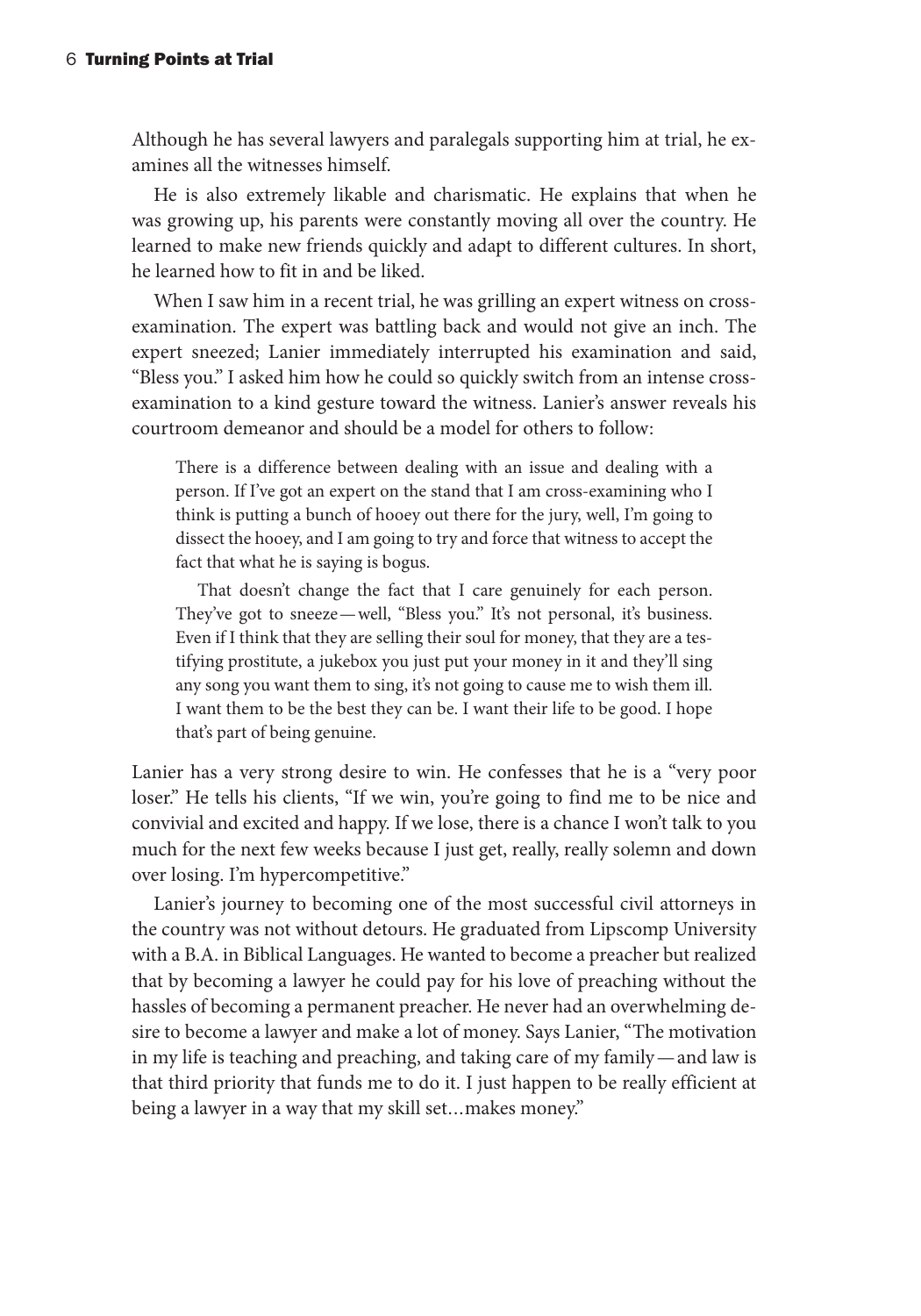Although he has several lawyers and paralegals supporting him at trial, he examines all the witnesses himself.

He is also extremely likable and charismatic. He explains that when he was growing up, his parents were constantly moving all over the country. He learned to make new friends quickly and adapt to different cultures. In short, he learned how to fit in and be liked.

When I saw him in a recent trial, he was grilling an expert witness on cross-examination. The expert was battling back and would not give an inch. The expert sneezed; Lanier immediately interrupted his examination and said, "Bless you." I asked him how he could so quickly switch from an intense cross-examination to a kind gesture toward the witness. Lanier's answer reveals his courtroom demeanor and should be a model for others to follow:

> There is a difference between dealing with an issue and dealing with a person. If I've got an expert on the stand that I am cross-examining who I think is putting a bunch of hooey out there for the jury, well, I'm going to dissect the hooey, and I am going to try and force that witness to accept the fact that what he is saying is bogus.
>
> That doesn't change the fact that I care genuinely for each person. They've got to sneeze—well, "Bless you." It's not personal, it's business. Even if I think that they are selling their soul for money, that they are a testifying prostitute, a jukebox you just put your money in it and they'll sing any song you want them to sing, it's not going to cause me to wish them ill. I want them to be the best they can be. I want their life to be good. I hope that's part of being genuine.

Lanier has a very strong desire to win. He confesses that he is a "very poor loser." He tells his clients, "If we win, you're going to find me to be nice and convivial and excited and happy. If we lose, there is a chance I won't talk to you much for the next few weeks because I just get, really, really solemn and down over losing. I'm hypercompetitive."

Lanier's journey to becoming one of the most successful civil attorneys in the country was not without detours. He graduated from Lipscomp University with a B.A. in Biblical Languages. He wanted to become a preacher but realized that by becoming a lawyer he could pay for his love of preaching without the hassles of becoming a permanent preacher. He never had an overwhelming desire to become a lawyer and make a lot of money. Says Lanier, "The motivation in my life is teaching and preaching, and taking care of my family—and law is that third priority that funds me to do it. I just happen to be really efficient at being a lawyer in a way that my skill set…makes money."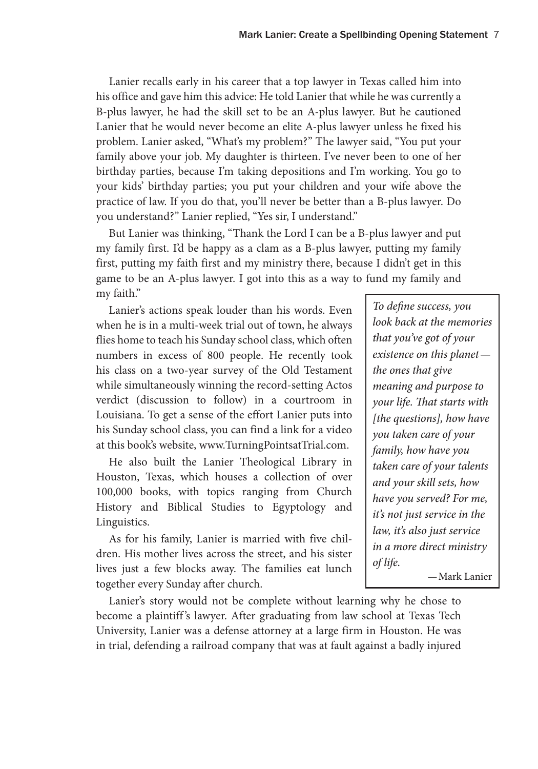Lanier recalls early in his career that a top lawyer in Texas called him into his office and gave him this advice: He told Lanier that while he was currently a B-plus lawyer, he had the skill set to be an A-plus lawyer. But he cautioned Lanier that he would never become an elite A-plus lawyer unless he fixed his problem. Lanier asked, "What's my problem?" The lawyer said, "You put your family above your job. My daughter is thirteen. I've never been to one of her birthday parties, because I'm taking depositions and I'm working. You go to your kids' birthday parties; you put your children and your wife above the practice of law. If you do that, you'll never be better than a B-plus lawyer. Do you understand?" Lanier replied, "Yes sir, I understand."

But Lanier was thinking, "Thank the Lord I can be a B-plus lawyer and put my family first. I'd be happy as a clam as a B-plus lawyer, putting my family first, putting my faith first and my ministry there, because I didn't get in this game to be an A-plus lawyer. I got into this as a way to fund my family and my faith."

Lanier's actions speak louder than his words. Even when he is in a multi-week trial out of town, he always flies home to teach his Sunday school class, which often numbers in excess of 800 people. He recently took his class on a two-year survey of the Old Testament while simultaneously winning the record-setting Actos verdict (discussion to follow) in a courtroom in Louisiana. To get a sense of the effort Lanier puts into his Sunday school class, you can find a link for a video at this book's website, www.TurningPointsatTrial.com.

He also built the Lanier Theological Library in Houston, Texas, which houses a collection of over 100,000 books, with topics ranging from Church History and Biblical Studies to Egyptology and Linguistics.

As for his family, Lanier is married with five children. His mother lives across the street, and his sister lives just a few blocks away. The families eat lunch together every Sunday after church.

> *To define success, you look back at the memories that you've got of your existence on this planet—the ones that give meaning and purpose to your life. That starts with [the questions], how have you taken care of your family, how have you taken care of your talents and your skill sets, how have you served? For me, it's not just service in the law, it's also just service in a more direct ministry of life.*
>
> —Mark Lanier

Lanier's story would not be complete without learning why he chose to become a plaintiff's lawyer. After graduating from law school at Texas Tech University, Lanier was a defense attorney at a large firm in Houston. He was in trial, defending a railroad company that was at fault against a badly injured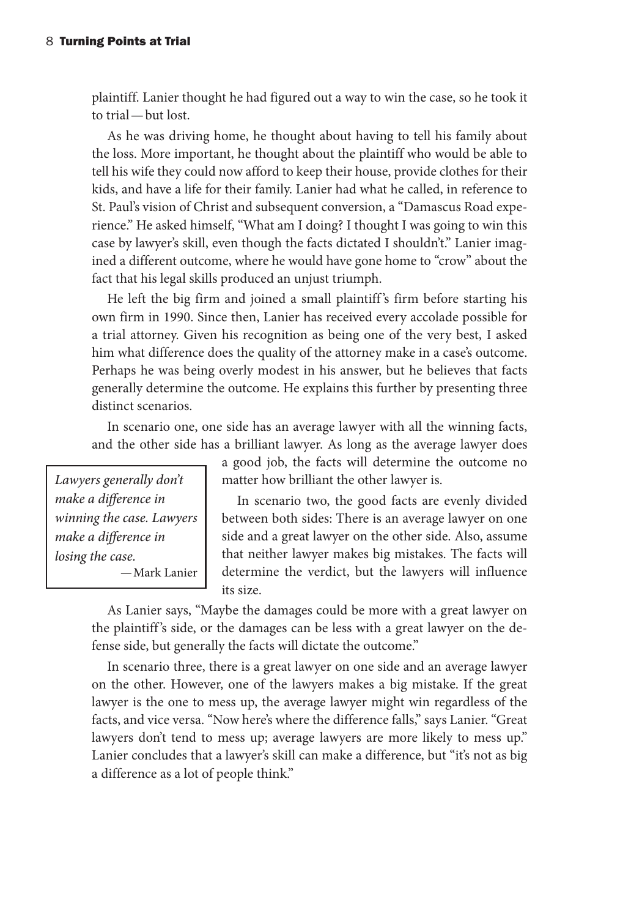plaintiff. Lanier thought he had figured out a way to win the case, so he took it to trial—but lost.

As he was driving home, he thought about having to tell his family about the loss. More important, he thought about the plaintiff who would be able to tell his wife they could now afford to keep their house, provide clothes for their kids, and have a life for their family. Lanier had what he called, in reference to St. Paul's vision of Christ and subsequent conversion, a "Damascus Road experience." He asked himself, "What am I doing? I thought I was going to win this case by lawyer's skill, even though the facts dictated I shouldn't." Lanier imagined a different outcome, where he would have gone home to "crow" about the fact that his legal skills produced an unjust triumph.

He left the big firm and joined a small plaintiff's firm before starting his own firm in 1990. Since then, Lanier has received every accolade possible for a trial attorney. Given his recognition as being one of the very best, I asked him what difference does the quality of the attorney make in a case's outcome. Perhaps he was being overly modest in his answer, but he believes that facts generally determine the outcome. He explains this further by presenting three distinct scenarios.

In scenario one, one side has an average lawyer with all the winning facts, and the other side has a brilliant lawyer. As long as the average lawyer does a good job, the facts will determine the outcome no matter how brilliant the other lawyer is.

> *Lawyers generally don't make a difference in winning the case. Lawyers make a difference in losing the case.*
>
> —Mark Lanier

In scenario two, the good facts are evenly divided between both sides: There is an average lawyer on one side and a great lawyer on the other side. Also, assume that neither lawyer makes big mistakes. The facts will determine the verdict, but the lawyers will influence its size.

As Lanier says, "Maybe the damages could be more with a great lawyer on the plaintiff's side, or the damages can be less with a great lawyer on the defense side, but generally the facts will dictate the outcome."

In scenario three, there is a great lawyer on one side and an average lawyer on the other. However, one of the lawyers makes a big mistake. If the great lawyer is the one to mess up, the average lawyer might win regardless of the facts, and vice versa. "Now here's where the difference falls," says Lanier. "Great lawyers don't tend to mess up; average lawyers are more likely to mess up." Lanier concludes that a lawyer's skill can make a difference, but "it's not as big a difference as a lot of people think."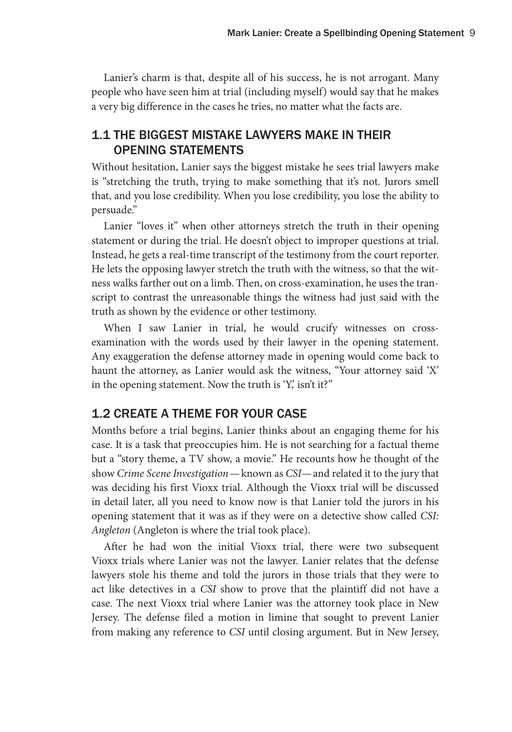Lanier's charm is that, despite all of his success, he is not arrogant. Many people who have seen him at trial (including myself) would say that he makes a very big difference in the cases he tries, no matter what the facts are.

## 1.1 THE BIGGEST MISTAKE LAWYERS MAKE IN THEIR OPENING STATEMENTS

Without hesitation, Lanier says the biggest mistake he sees trial lawyers make is "stretching the truth, trying to make something that it's not. Jurors smell that, and you lose credibility. When you lose credibility, you lose the ability to persuade."

Lanier "loves it" when other attorneys stretch the truth in their opening statement or during the trial. He doesn't object to improper questions at trial. Instead, he gets a real-time transcript of the testimony from the court reporter. He lets the opposing lawyer stretch the truth with the witness, so that the witness walks farther out on a limb. Then, on cross-examination, he uses the transcript to contrast the unreasonable things the witness had just said with the truth as shown by the evidence or other testimony.

When I saw Lanier in trial, he would crucify witnesses on cross-examination with the words used by their lawyer in the opening statement. Any exaggeration the defense attorney made in opening would come back to haunt the attorney, as Lanier would ask the witness, "Your attorney said 'X' in the opening statement. Now the truth is 'Y,' isn't it?"

## 1.2 CREATE A THEME FOR YOUR CASE

Months before a trial begins, Lanier thinks about an engaging theme for his case. It is a task that preoccupies him. He is not searching for a factual theme but a "story theme, a TV show, a movie." He recounts how he thought of the show *Crime Scene Investigation*—known as *CSI*—and related it to the jury that was deciding his first Vioxx trial. Although the Vioxx trial will be discussed in detail later, all you need to know now is that Lanier told the jurors in his opening statement that it was as if they were on a detective show called *CSI: Angleton* (Angleton is where the trial took place).

After he had won the initial Vioxx trial, there were two subsequent Vioxx trials where Lanier was not the lawyer. Lanier relates that the defense lawyers stole his theme and told the jurors in those trials that they were to act like detectives in a *CSI* show to prove that the plaintiff did not have a case. The next Vioxx trial where Lanier was the attorney took place in New Jersey. The defense filed a motion in limine that sought to prevent Lanier from making any reference to *CSI* until closing argument. But in New Jersey,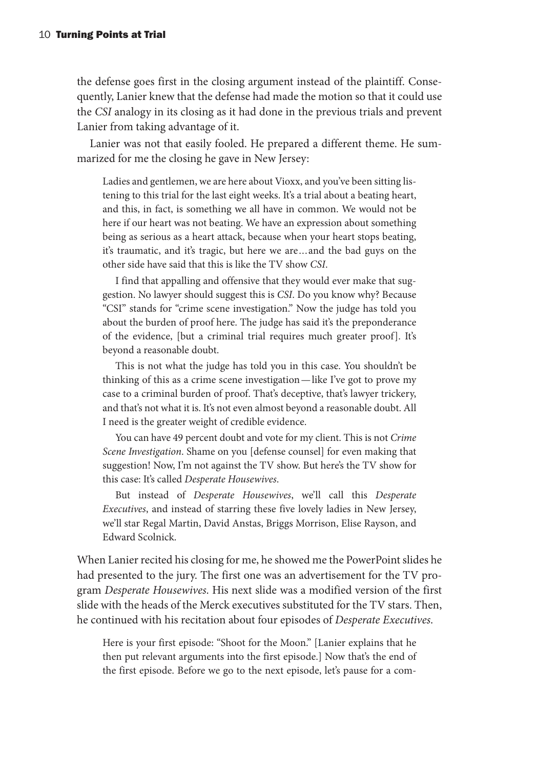the defense goes first in the closing argument instead of the plaintiff. Consequently, Lanier knew that the defense had made the motion so that it could use the *CSI* analogy in its closing as it had done in the previous trials and prevent Lanier from taking advantage of it.

Lanier was not that easily fooled. He prepared a different theme. He summarized for me the closing he gave in New Jersey:

> Ladies and gentlemen, we are here about Vioxx, and you've been sitting listening to this trial for the last eight weeks. It's a trial about a beating heart, and this, in fact, is something we all have in common. We would not be here if our heart was not beating. We have an expression about something being as serious as a heart attack, because when your heart stops beating, it's traumatic, and it's tragic, but here we are…and the bad guys on the other side have said that this is like the TV show *CSI*.
>
> I find that appalling and offensive that they would ever make that suggestion. No lawyer should suggest this is *CSI*. Do you know why? Because "CSI" stands for "crime scene investigation." Now the judge has told you about the burden of proof here. The judge has said it's the preponderance of the evidence, [but a criminal trial requires much greater proof]. It's beyond a reasonable doubt.
>
> This is not what the judge has told you in this case. You shouldn't be thinking of this as a crime scene investigation—like I've got to prove my case to a criminal burden of proof. That's deceptive, that's lawyer trickery, and that's not what it is. It's not even almost beyond a reasonable doubt. All I need is the greater weight of credible evidence.
>
> You can have 49 percent doubt and vote for my client. This is not *Crime Scene Investigation*. Shame on you [defense counsel] for even making that suggestion! Now, I'm not against the TV show. But here's the TV show for this case: It's called *Desperate Housewives*.
>
> But instead of *Desperate Housewives*, we'll call this *Desperate Executives*, and instead of starring these five lovely ladies in New Jersey, we'll star Regal Martin, David Anstas, Briggs Morrison, Elise Rayson, and Edward Scolnick.

When Lanier recited his closing for me, he showed me the PowerPoint slides he had presented to the jury. The first one was an advertisement for the TV program *Desperate Housewives*. His next slide was a modified version of the first slide with the heads of the Merck executives substituted for the TV stars. Then, he continued with his recitation about four episodes of *Desperate Executives*.

> Here is your first episode: "Shoot for the Moon." [Lanier explains that he then put relevant arguments into the first episode.] Now that's the end of the first episode. Before we go to the next episode, let's pause for a com-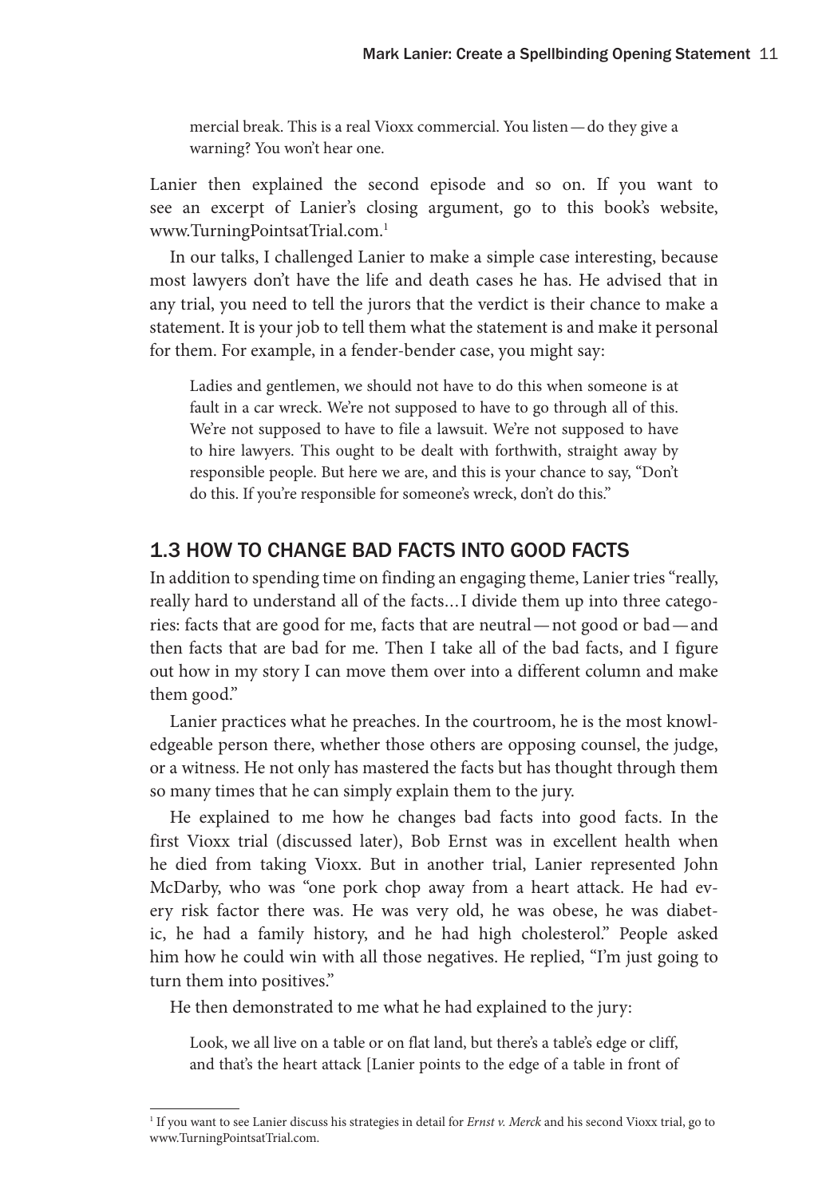mercial break. This is a real Vioxx commercial. You listen — do they give a warning? You won't hear one.

Lanier then explained the second episode and so on. If you want to see an excerpt of Lanier's closing argument, go to this book's website, www.TurningPointsatTrial.com.[1]

In our talks, I challenged Lanier to make a simple case interesting, because most lawyers don't have the life and death cases he has. He advised that in any trial, you need to tell the jurors that the verdict is their chance to make a statement. It is your job to tell them what the statement is and make it personal for them. For example, in a fender-bender case, you might say:

> Ladies and gentlemen, we should not have to do this when someone is at fault in a car wreck. We're not supposed to have to go through all of this. We're not supposed to have to file a lawsuit. We're not supposed to have to hire lawyers. This ought to be dealt with forthwith, straight away by responsible people. But here we are, and this is your chance to say, "Don't do this. If you're responsible for someone's wreck, don't do this."

## 1.3 HOW TO CHANGE BAD FACTS INTO GOOD FACTS

In addition to spending time on finding an engaging theme, Lanier tries "really, really hard to understand all of the facts…I divide them up into three categories: facts that are good for me, facts that are neutral — not good or bad — and then facts that are bad for me. Then I take all of the bad facts, and I figure out how in my story I can move them over into a different column and make them good."

Lanier practices what he preaches. In the courtroom, he is the most knowledgeable person there, whether those others are opposing counsel, the judge, or a witness. He not only has mastered the facts but has thought through them so many times that he can simply explain them to the jury.

He explained to me how he changes bad facts into good facts. In the first Vioxx trial (discussed later), Bob Ernst was in excellent health when he died from taking Vioxx. But in another trial, Lanier represented John McDarby, who was "one pork chop away from a heart attack. He had every risk factor there was. He was very old, he was obese, he was diabetic, he had a family history, and he had high cholesterol." People asked him how he could win with all those negatives. He replied, "I'm just going to turn them into positives."

He then demonstrated to me what he had explained to the jury:

> Look, we all live on a table or on flat land, but there's a table's edge or cliff, and that's the heart attack [Lanier points to the edge of a table in front of

---

[1] If you want to see Lanier discuss his strategies in detail for *Ernst v. Merck* and his second Vioxx trial, go to www.TurningPointsatTrial.com.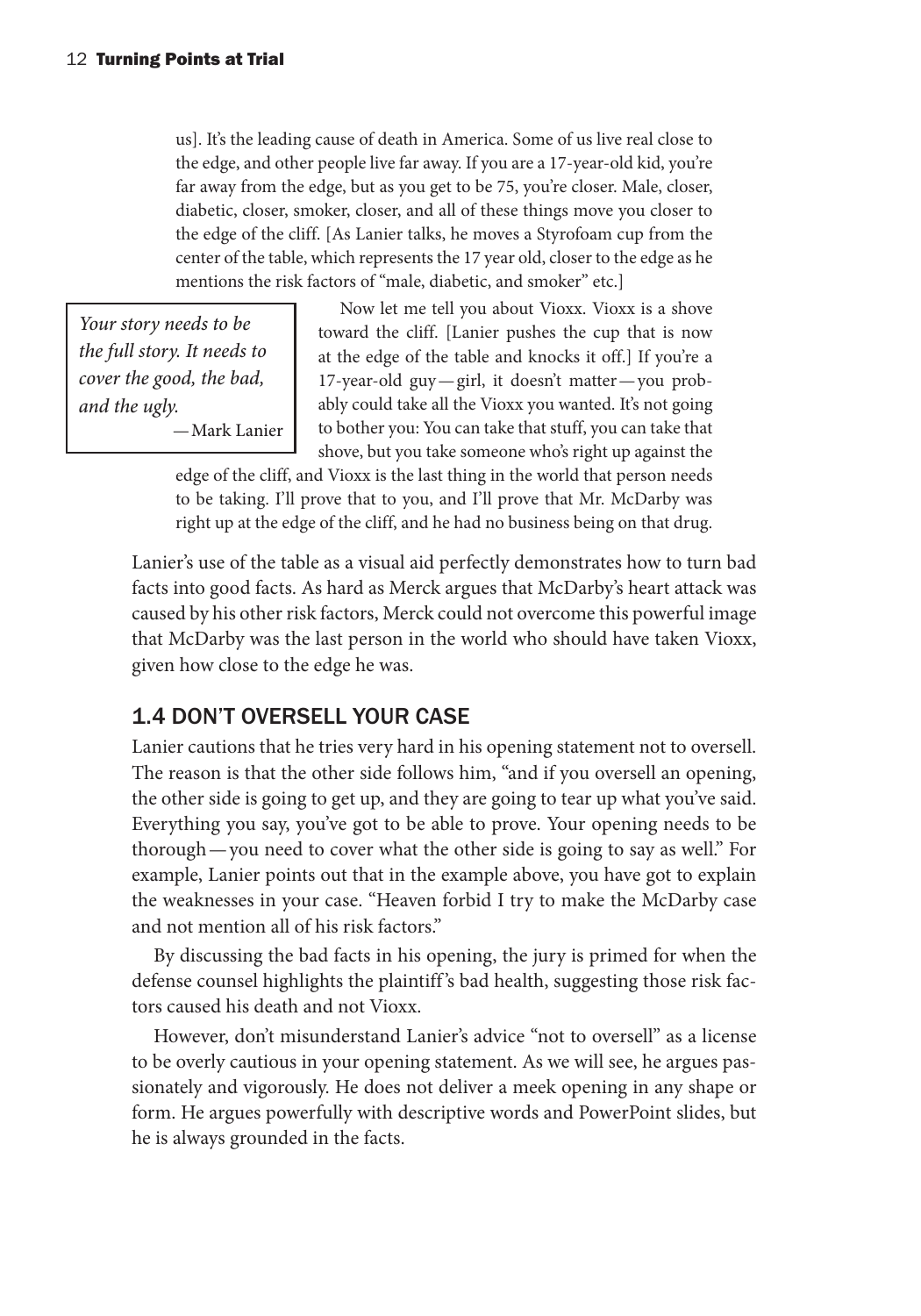us]. It's the leading cause of death in America. Some of us live real close to the edge, and other people live far away. If you are a 17-year-old kid, you're far away from the edge, but as you get to be 75, you're closer. Male, closer, diabetic, closer, smoker, closer, and all of these things move you closer to the edge of the cliff. [As Lanier talks, he moves a Styrofoam cup from the center of the table, which represents the 17 year old, closer to the edge as he mentions the risk factors of "male, diabetic, and smoker" etc.]

> *Your story needs to be the full story. It needs to cover the good, the bad, and the ugly.*
>
> —Mark Lanier

Now let me tell you about Vioxx. Vioxx is a shove toward the cliff. [Lanier pushes the cup that is now at the edge of the table and knocks it off.] If you're a 17-year-old guy—girl, it doesn't matter—you probably could take all the Vioxx you wanted. It's not going to bother you: You can take that stuff, you can take that shove, but you take someone who's right up against the edge of the cliff, and Vioxx is the last thing in the world that person needs to be taking. I'll prove that to you, and I'll prove that Mr. McDarby was right up at the edge of the cliff, and he had no business being on that drug.

Lanier's use of the table as a visual aid perfectly demonstrates how to turn bad facts into good facts. As hard as Merck argues that McDarby's heart attack was caused by his other risk factors, Merck could not overcome this powerful image that McDarby was the last person in the world who should have taken Vioxx, given how close to the edge he was.

## 1.4 DON'T OVERSELL YOUR CASE

Lanier cautions that he tries very hard in his opening statement not to oversell. The reason is that the other side follows him, "and if you oversell an opening, the other side is going to get up, and they are going to tear up what you've said. Everything you say, you've got to be able to prove. Your opening needs to be thorough—you need to cover what the other side is going to say as well." For example, Lanier points out that in the example above, you have got to explain the weaknesses in your case. "Heaven forbid I try to make the McDarby case and not mention all of his risk factors."

By discussing the bad facts in his opening, the jury is primed for when the defense counsel highlights the plaintiff's bad health, suggesting those risk factors caused his death and not Vioxx.

However, don't misunderstand Lanier's advice "not to oversell" as a license to be overly cautious in your opening statement. As we will see, he argues passionately and vigorously. He does not deliver a meek opening in any shape or form. He argues powerfully with descriptive words and PowerPoint slides, but he is always grounded in the facts.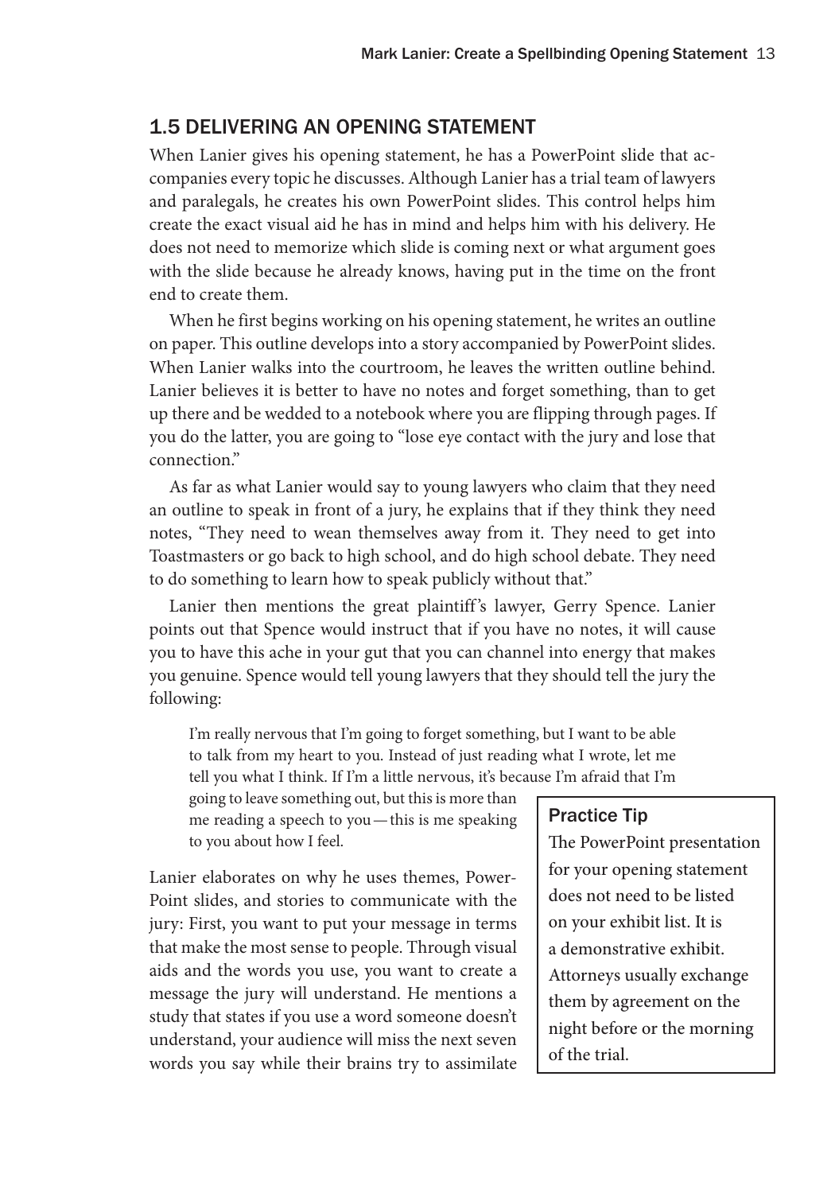## 1.5 DELIVERING AN OPENING STATEMENT

When Lanier gives his opening statement, he has a PowerPoint slide that accompanies every topic he discusses. Although Lanier has a trial team of lawyers and paralegals, he creates his own PowerPoint slides. This control helps him create the exact visual aid he has in mind and helps him with his delivery. He does not need to memorize which slide is coming next or what argument goes with the slide because he already knows, having put in the time on the front end to create them.

When he first begins working on his opening statement, he writes an outline on paper. This outline develops into a story accompanied by PowerPoint slides. When Lanier walks into the courtroom, he leaves the written outline behind. Lanier believes it is better to have no notes and forget something, than to get up there and be wedded to a notebook where you are flipping through pages. If you do the latter, you are going to "lose eye contact with the jury and lose that connection."

As far as what Lanier would say to young lawyers who claim that they need an outline to speak in front of a jury, he explains that if they think they need notes, "They need to wean themselves away from it. They need to get into Toastmasters or go back to high school, and do high school debate. They need to do something to learn how to speak publicly without that."

Lanier then mentions the great plaintiff's lawyer, Gerry Spence. Lanier points out that Spence would instruct that if you have no notes, it will cause you to have this ache in your gut that you can channel into energy that makes you genuine. Spence would tell young lawyers that they should tell the jury the following:

> I'm really nervous that I'm going to forget something, but I want to be able to talk from my heart to you. Instead of just reading what I wrote, let me tell you what I think. If I'm a little nervous, it's because I'm afraid that I'm going to leave something out, but this is more than me reading a speech to you—this is me speaking to you about how I feel.

Lanier elaborates on why he uses themes, PowerPoint slides, and stories to communicate with the jury: First, you want to put your message in terms that make the most sense to people. Through visual aids and the words you use, you want to create a message the jury will understand. He mentions a study that states if you use a word someone doesn't understand, your audience will miss the next seven words you say while their brains try to assimilate

> **Practice Tip**
>
> The PowerPoint presentation for your opening statement does not need to be listed on your exhibit list. It is a demonstrative exhibit. Attorneys usually exchange them by agreement on the night before or the morning of the trial.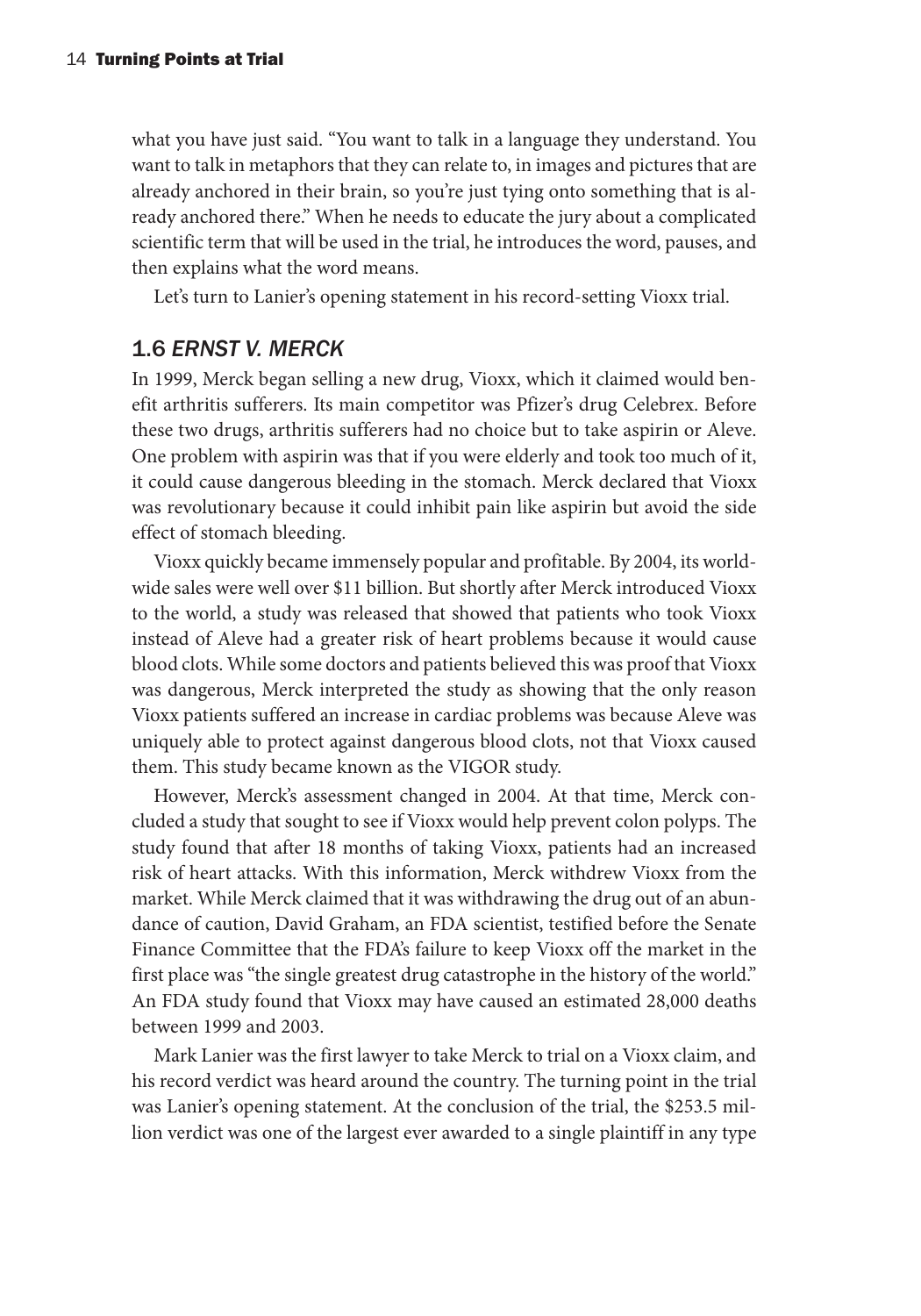what you have just said. "You want to talk in a language they understand. You want to talk in metaphors that they can relate to, in images and pictures that are already anchored in their brain, so you're just tying onto something that is already anchored there." When he needs to educate the jury about a complicated scientific term that will be used in the trial, he introduces the word, pauses, and then explains what the word means.

Let's turn to Lanier's opening statement in his record-setting Vioxx trial.

## 1.6 *ERNST V. MERCK*

In 1999, Merck began selling a new drug, Vioxx, which it claimed would benefit arthritis sufferers. Its main competitor was Pfizer's drug Celebrex. Before these two drugs, arthritis sufferers had no choice but to take aspirin or Aleve. One problem with aspirin was that if you were elderly and took too much of it, it could cause dangerous bleeding in the stomach. Merck declared that Vioxx was revolutionary because it could inhibit pain like aspirin but avoid the side effect of stomach bleeding.

Vioxx quickly became immensely popular and profitable. By 2004, its worldwide sales were well over $11 billion. But shortly after Merck introduced Vioxx to the world, a study was released that showed that patients who took Vioxx instead of Aleve had a greater risk of heart problems because it would cause blood clots. While some doctors and patients believed this was proof that Vioxx was dangerous, Merck interpreted the study as showing that the only reason Vioxx patients suffered an increase in cardiac problems was because Aleve was uniquely able to protect against dangerous blood clots, not that Vioxx caused them. This study became known as the VIGOR study.

However, Merck's assessment changed in 2004. At that time, Merck concluded a study that sought to see if Vioxx would help prevent colon polyps. The study found that after 18 months of taking Vioxx, patients had an increased risk of heart attacks. With this information, Merck withdrew Vioxx from the market. While Merck claimed that it was withdrawing the drug out of an abundance of caution, David Graham, an FDA scientist, testified before the Senate Finance Committee that the FDA's failure to keep Vioxx off the market in the first place was "the single greatest drug catastrophe in the history of the world." An FDA study found that Vioxx may have caused an estimated 28,000 deaths between 1999 and 2003.

Mark Lanier was the first lawyer to take Merck to trial on a Vioxx claim, and his record verdict was heard around the country. The turning point in the trial was Lanier's opening statement. At the conclusion of the trial, the $253.5 million verdict was one of the largest ever awarded to a single plaintiff in any type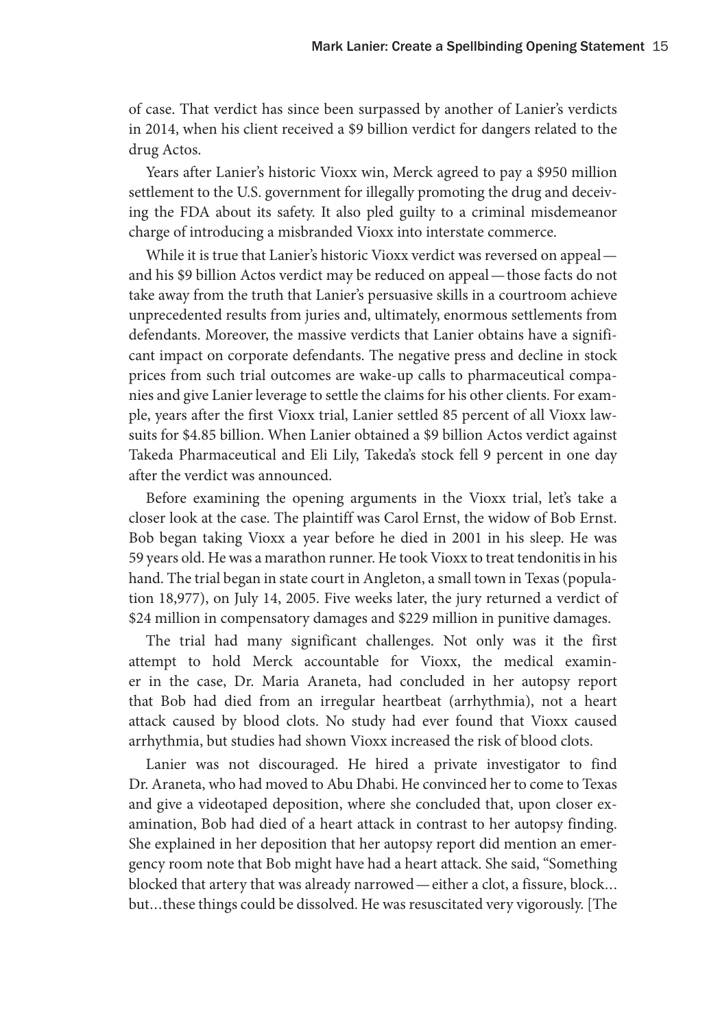of case. That verdict has since been surpassed by another of Lanier's verdicts in 2014, when his client received a $9 billion verdict for dangers related to the drug Actos.

Years after Lanier's historic Vioxx win, Merck agreed to pay a $950 million settlement to the U.S. government for illegally promoting the drug and deceiving the FDA about its safety. It also pled guilty to a criminal misdemeanor charge of introducing a misbranded Vioxx into interstate commerce.

While it is true that Lanier's historic Vioxx verdict was reversed on appeal—and his $9 billion Actos verdict may be reduced on appeal—those facts do not take away from the truth that Lanier's persuasive skills in a courtroom achieve unprecedented results from juries and, ultimately, enormous settlements from defendants. Moreover, the massive verdicts that Lanier obtains have a significant impact on corporate defendants. The negative press and decline in stock prices from such trial outcomes are wake-up calls to pharmaceutical companies and give Lanier leverage to settle the claims for his other clients. For example, years after the first Vioxx trial, Lanier settled 85 percent of all Vioxx lawsuits for $4.85 billion. When Lanier obtained a $9 billion Actos verdict against Takeda Pharmaceutical and Eli Lily, Takeda's stock fell 9 percent in one day after the verdict was announced.

Before examining the opening arguments in the Vioxx trial, let's take a closer look at the case. The plaintiff was Carol Ernst, the widow of Bob Ernst. Bob began taking Vioxx a year before he died in 2001 in his sleep. He was 59 years old. He was a marathon runner. He took Vioxx to treat tendonitis in his hand. The trial began in state court in Angleton, a small town in Texas (population 18,977), on July 14, 2005. Five weeks later, the jury returned a verdict of $24 million in compensatory damages and $229 million in punitive damages.

The trial had many significant challenges. Not only was it the first attempt to hold Merck accountable for Vioxx, the medical examiner in the case, Dr. Maria Araneta, had concluded in her autopsy report that Bob had died from an irregular heartbeat (arrhythmia), not a heart attack caused by blood clots. No study had ever found that Vioxx caused arrhythmia, but studies had shown Vioxx increased the risk of blood clots.

Lanier was not discouraged. He hired a private investigator to find Dr. Araneta, who had moved to Abu Dhabi. He convinced her to come to Texas and give a videotaped deposition, where she concluded that, upon closer examination, Bob had died of a heart attack in contrast to her autopsy finding. She explained in her deposition that her autopsy report did mention an emergency room note that Bob might have had a heart attack. She said, "Something blocked that artery that was already narrowed—either a clot, a fissure, block… but…these things could be dissolved. He was resuscitated very vigorously. [The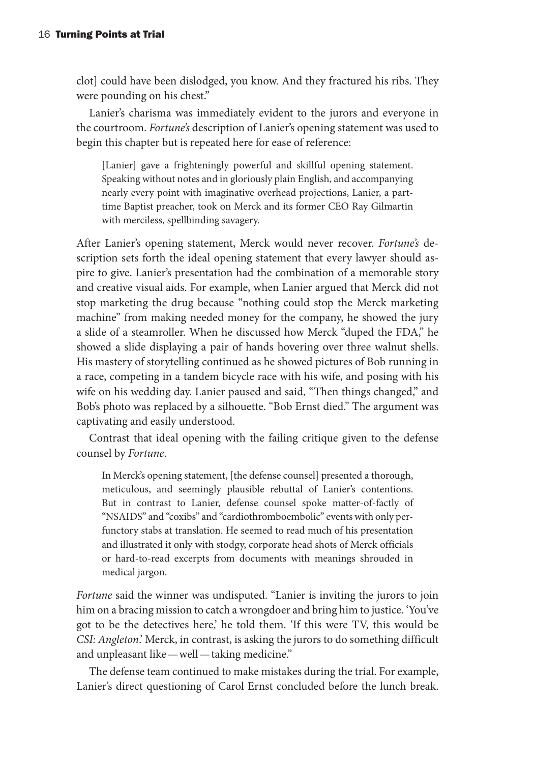clot] could have been dislodged, you know. And they fractured his ribs. They were pounding on his chest."

Lanier's charisma was immediately evident to the jurors and everyone in the courtroom. *Fortune's* description of Lanier's opening statement was used to begin this chapter but is repeated here for ease of reference:

> [Lanier] gave a frighteningly powerful and skillful opening statement. Speaking without notes and in gloriously plain English, and accompanying nearly every point with imaginative overhead projections, Lanier, a part-time Baptist preacher, took on Merck and its former CEO Ray Gilmartin with merciless, spellbinding savagery.

After Lanier's opening statement, Merck would never recover. *Fortune's* description sets forth the ideal opening statement that every lawyer should aspire to give. Lanier's presentation had the combination of a memorable story and creative visual aids. For example, when Lanier argued that Merck did not stop marketing the drug because "nothing could stop the Merck marketing machine" from making needed money for the company, he showed the jury a slide of a steamroller. When he discussed how Merck "duped the FDA," he showed a slide displaying a pair of hands hovering over three walnut shells. His mastery of storytelling continued as he showed pictures of Bob running in a race, competing in a tandem bicycle race with his wife, and posing with his wife on his wedding day. Lanier paused and said, "Then things changed," and Bob's photo was replaced by a silhouette. "Bob Ernst died." The argument was captivating and easily understood.

Contrast that ideal opening with the failing critique given to the defense counsel by *Fortune*.

> In Merck's opening statement, [the defense counsel] presented a thorough, meticulous, and seemingly plausible rebuttal of Lanier's contentions. But in contrast to Lanier, defense counsel spoke matter-of-factly of "NSAIDS" and "coxibs" and "cardiothromboembolic" events with only perfunctory stabs at translation. He seemed to read much of his presentation and illustrated it only with stodgy, corporate head shots of Merck officials or hard-to-read excerpts from documents with meanings shrouded in medical jargon.

*Fortune* said the winner was undisputed. "Lanier is inviting the jurors to join him on a bracing mission to catch a wrongdoer and bring him to justice. 'You've got to be the detectives here,' he told them. 'If this were TV, this would be *CSI: Angleton*.' Merck, in contrast, is asking the jurors to do something difficult and unpleasant like—well—taking medicine."

The defense team continued to make mistakes during the trial. For example, Lanier's direct questioning of Carol Ernst concluded before the lunch break.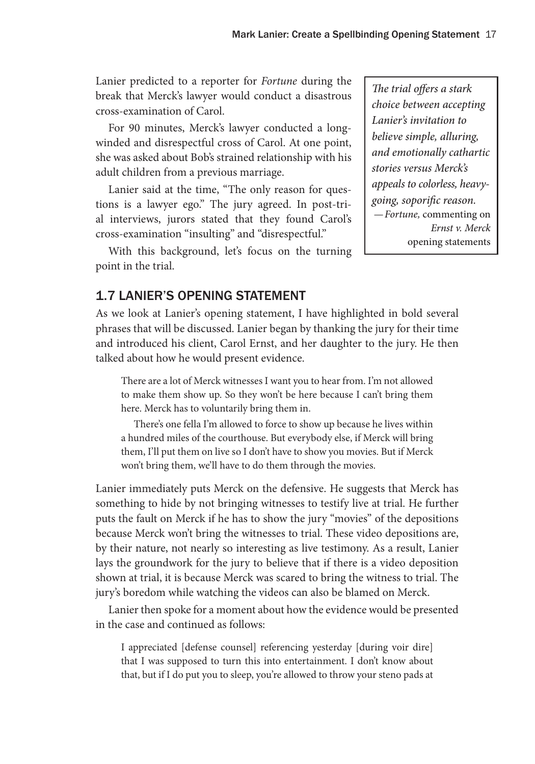Lanier predicted to a reporter for *Fortune* during the break that Merck's lawyer would conduct a disastrous cross-examination of Carol.

For 90 minutes, Merck's lawyer conducted a long-winded and disrespectful cross of Carol. At one point, she was asked about Bob's strained relationship with his adult children from a previous marriage.

Lanier said at the time, "The only reason for questions is a lawyer ego." The jury agreed. In post-trial interviews, jurors stated that they found Carol's cross-examination "insulting" and "disrespectful."

With this background, let's focus on the turning point in the trial.

> *The trial offers a stark choice between accepting Lanier's invitation to believe simple, alluring, and emotionally cathartic stories versus Merck's appeals to colorless, heavy-going, soporific reason.*
> —*Fortune,* commenting on *Ernst v. Merck* opening statements

## 1.7 LANIER'S OPENING STATEMENT

As we look at Lanier's opening statement, I have highlighted in bold several phrases that will be discussed. Lanier began by thanking the jury for their time and introduced his client, Carol Ernst, and her daughter to the jury. He then talked about how he would present evidence.

> There are a lot of Merck witnesses I want you to hear from. I'm not allowed to make them show up. So they won't be here because I can't bring them here. Merck has to voluntarily bring them in.
>
> There's one fella I'm allowed to force to show up because he lives within a hundred miles of the courthouse. But everybody else, if Merck will bring them, I'll put them on live so I don't have to show you movies. But if Merck won't bring them, we'll have to do them through the movies.

Lanier immediately puts Merck on the defensive. He suggests that Merck has something to hide by not bringing witnesses to testify live at trial. He further puts the fault on Merck if he has to show the jury "movies" of the depositions because Merck won't bring the witnesses to trial. These video depositions are, by their nature, not nearly so interesting as live testimony. As a result, Lanier lays the groundwork for the jury to believe that if there is a video deposition shown at trial, it is because Merck was scared to bring the witness to trial. The jury's boredom while watching the videos can also be blamed on Merck.

Lanier then spoke for a moment about how the evidence would be presented in the case and continued as follows:

> I appreciated [defense counsel] referencing yesterday [during voir dire] that I was supposed to turn this into entertainment. I don't know about that, but if I do put you to sleep, you're allowed to throw your steno pads at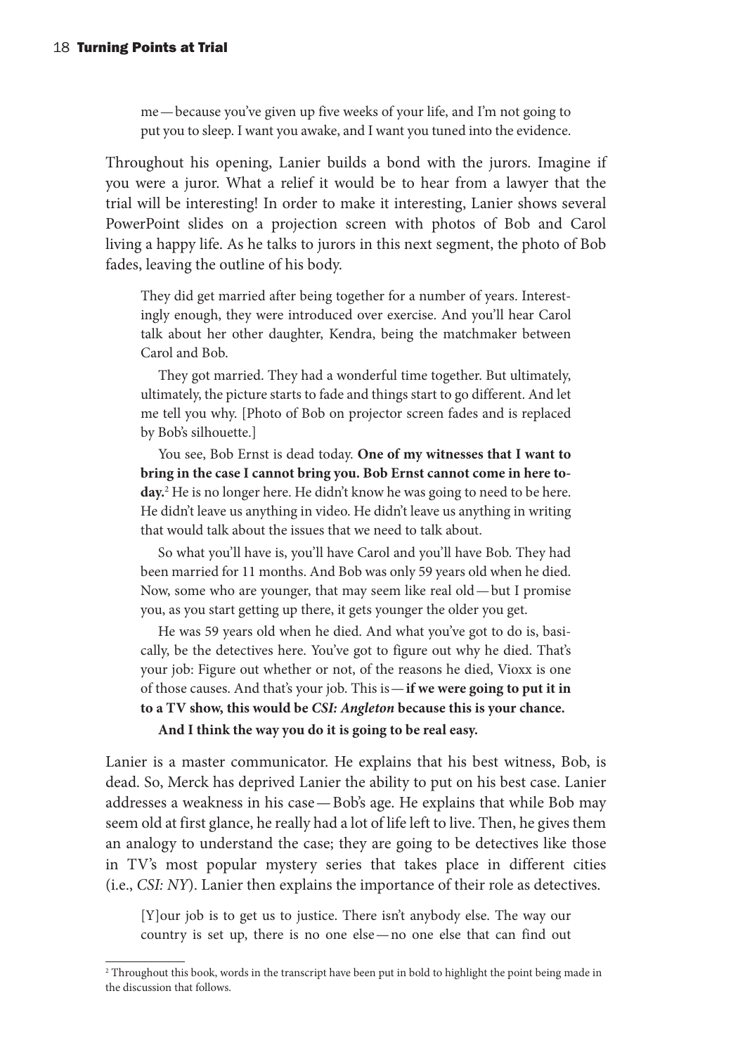> me — because you've given up five weeks of your life, and I'm not going to put you to sleep. I want you awake, and I want you tuned into the evidence.

Throughout his opening, Lanier builds a bond with the jurors. Imagine if you were a juror. What a relief it would be to hear from a lawyer that the trial will be interesting! In order to make it interesting, Lanier shows several PowerPoint slides on a projection screen with photos of Bob and Carol living a happy life. As he talks to jurors in this next segment, the photo of Bob fades, leaving the outline of his body.

> They did get married after being together for a number of years. Interestingly enough, they were introduced over exercise. And you'll hear Carol talk about her other daughter, Kendra, being the matchmaker between Carol and Bob.
>
> They got married. They had a wonderful time together. But ultimately, ultimately, the picture starts to fade and things start to go different. And let me tell you why. [Photo of Bob on projector screen fades and is replaced by Bob's silhouette.]
>
> You see, Bob Ernst is dead today. **One of my witnesses that I want to bring in the case I cannot bring you. Bob Ernst cannot come in here today.**[2] He is no longer here. He didn't know he was going to need to be here. He didn't leave us anything in video. He didn't leave us anything in writing that would talk about the issues that we need to talk about.
>
> So what you'll have is, you'll have Carol and you'll have Bob. They had been married for 11 months. And Bob was only 59 years old when he died. Now, some who are younger, that may seem like real old — but I promise you, as you start getting up there, it gets younger the older you get.
>
> He was 59 years old when he died. And what you've got to do is, basically, be the detectives here. You've got to figure out why he died. That's your job: Figure out whether or not, of the reasons he died, Vioxx is one of those causes. And that's your job. This is — **if we were going to put it in to a TV show, this would be *CSI: Angleton* because this is your chance.**
>
> **And I think the way you do it is going to be real easy.**

Lanier is a master communicator. He explains that his best witness, Bob, is dead. So, Merck has deprived Lanier the ability to put on his best case. Lanier addresses a weakness in his case — Bob's age. He explains that while Bob may seem old at first glance, he really had a lot of life left to live. Then, he gives them an analogy to understand the case; they are going to be detectives like those in TV's most popular mystery series that takes place in different cities (i.e., *CSI: NY*). Lanier then explains the importance of their role as detectives.

> [Y]our job is to get us to justice. There isn't anybody else. The way our country is set up, there is no one else — no one else that can find out

[2] Throughout this book, words in the transcript have been put in bold to highlight the point being made in the discussion that follows.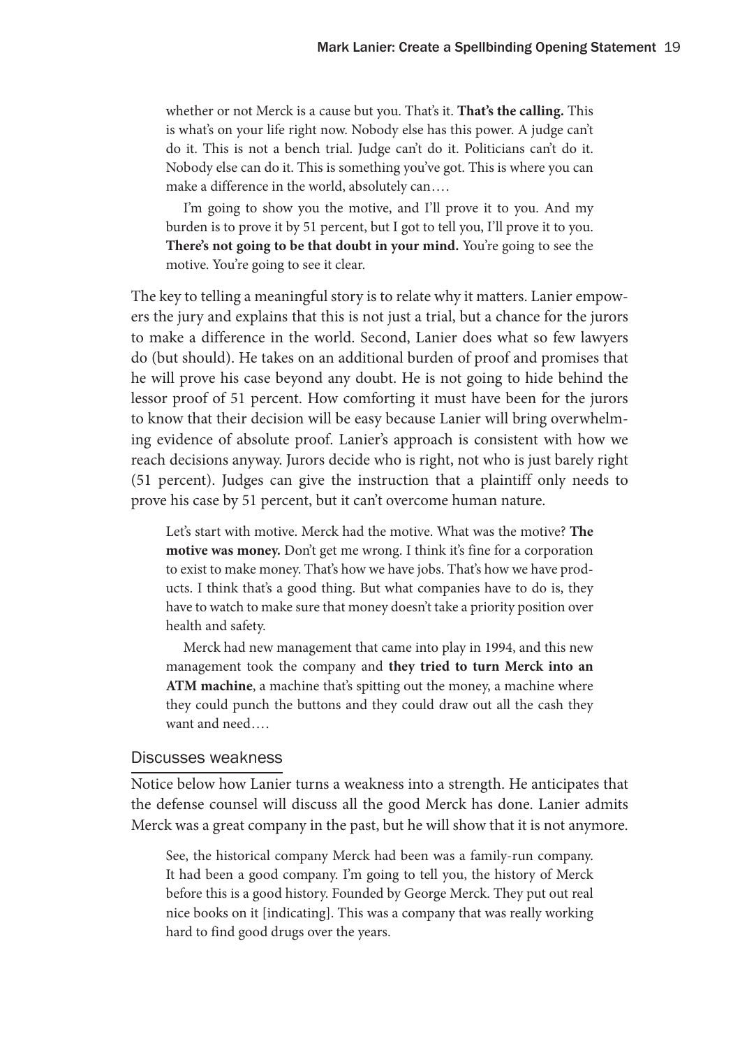> whether or not Merck is a cause but you. That's it. **That's the calling.** This is what's on your life right now. Nobody else has this power. A judge can't do it. This is not a bench trial. Judge can't do it. Politicians can't do it. Nobody else can do it. This is something you've got. This is where you can make a difference in the world, absolutely can….
>
> I'm going to show you the motive, and I'll prove it to you. And my burden is to prove it by 51 percent, but I got to tell you, I'll prove it to you. **There's not going to be that doubt in your mind.** You're going to see the motive. You're going to see it clear.

The key to telling a meaningful story is to relate why it matters. Lanier empowers the jury and explains that this is not just a trial, but a chance for the jurors to make a difference in the world. Second, Lanier does what so few lawyers do (but should). He takes on an additional burden of proof and promises that he will prove his case beyond any doubt. He is not going to hide behind the lessor proof of 51 percent. How comforting it must have been for the jurors to know that their decision will be easy because Lanier will bring overwhelming evidence of absolute proof. Lanier's approach is consistent with how we reach decisions anyway. Jurors decide who is right, not who is just barely right (51 percent). Judges can give the instruction that a plaintiff only needs to prove his case by 51 percent, but it can't overcome human nature.

> Let's start with motive. Merck had the motive. What was the motive? **The motive was money.** Don't get me wrong. I think it's fine for a corporation to exist to make money. That's how we have jobs. That's how we have products. I think that's a good thing. But what companies have to do is, they have to watch to make sure that money doesn't take a priority position over health and safety.
>
> Merck had new management that came into play in 1994, and this new management took the company and **they tried to turn Merck into an ATM machine**, a machine that's spitting out the money, a machine where they could punch the buttons and they could draw out all the cash they want and need….

## Discusses weakness

Notice below how Lanier turns a weakness into a strength. He anticipates that the defense counsel will discuss all the good Merck has done. Lanier admits Merck was a great company in the past, but he will show that it is not anymore.

> See, the historical company Merck had been was a family-run company. It had been a good company. I'm going to tell you, the history of Merck before this is a good history. Founded by George Merck. They put out real nice books on it [indicating]. This was a company that was really working hard to find good drugs over the years.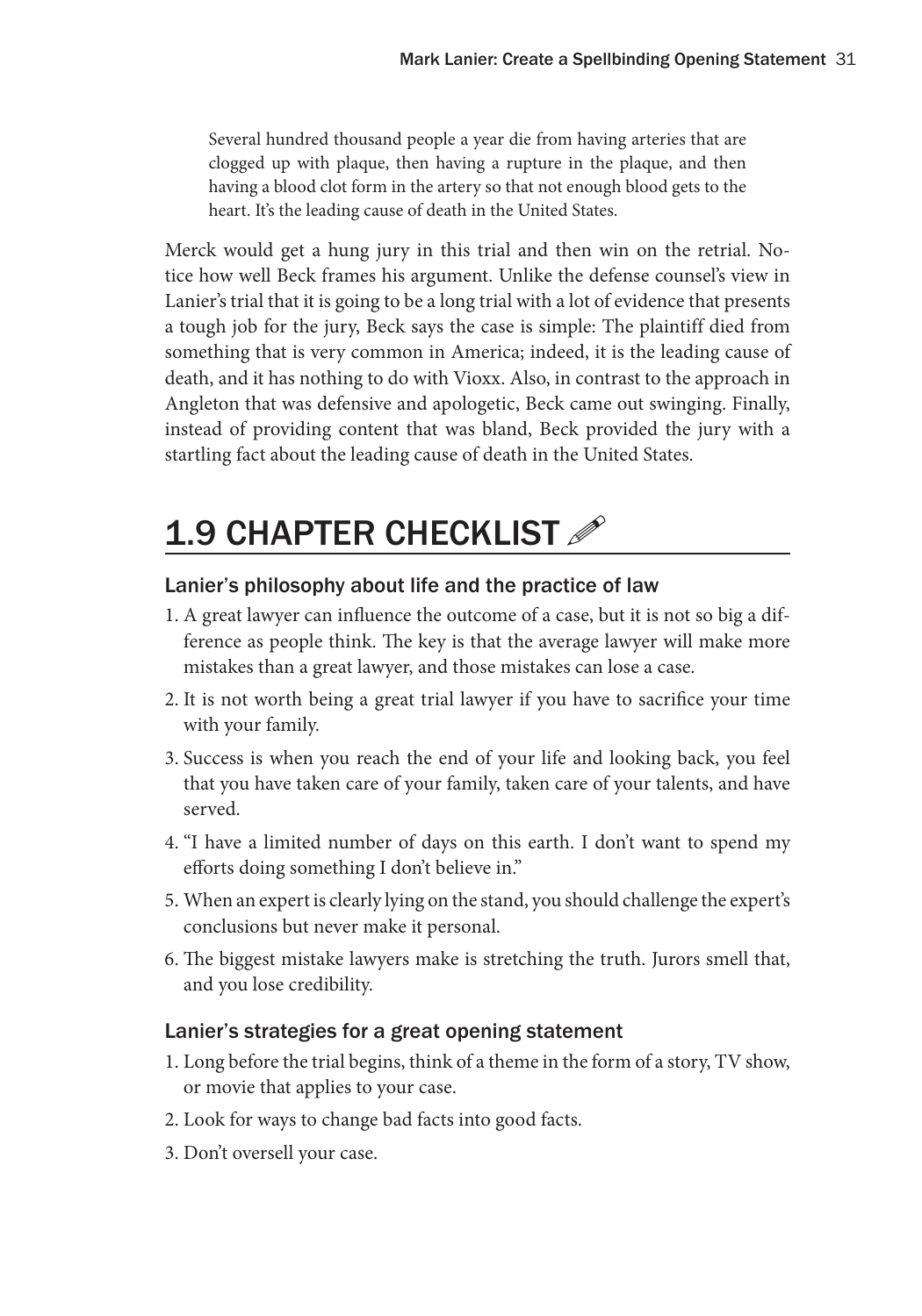> Several hundred thousand people a year die from having arteries that are clogged up with plaque, then having a rupture in the plaque, and then having a blood clot form in the artery so that not enough blood gets to the heart. It's the leading cause of death in the United States.

Merck would get a hung jury in this trial and then win on the retrial. Notice how well Beck frames his argument. Unlike the defense counsel's view in Lanier's trial that it is going to be a long trial with a lot of evidence that presents a tough job for the jury, Beck says the case is simple: The plaintiff died from something that is very common in America; indeed, it is the leading cause of death, and it has nothing to do with Vioxx. Also, in contrast to the approach in Angleton that was defensive and apologetic, Beck came out swinging. Finally, instead of providing content that was bland, Beck provided the jury with a startling fact about the leading cause of death in the United States.

## 1.9 CHAPTER CHECKLIST ✐

### Lanier's philosophy about life and the practice of law

1. A great lawyer can influence the outcome of a case, but it is not so big a difference as people think. The key is that the average lawyer will make more mistakes than a great lawyer, and those mistakes can lose a case.
2. It is not worth being a great trial lawyer if you have to sacrifice your time with your family.
3. Success is when you reach the end of your life and looking back, you feel that you have taken care of your family, taken care of your talents, and have served.
4. "I have a limited number of days on this earth. I don't want to spend my efforts doing something I don't believe in."
5. When an expert is clearly lying on the stand, you should challenge the expert's conclusions but never make it personal.
6. The biggest mistake lawyers make is stretching the truth. Jurors smell that, and you lose credibility.

### Lanier's strategies for a great opening statement

1. Long before the trial begins, think of a theme in the form of a story, TV show, or movie that applies to your case.
2. Look for ways to change bad facts into good facts.
3. Don't oversell your case.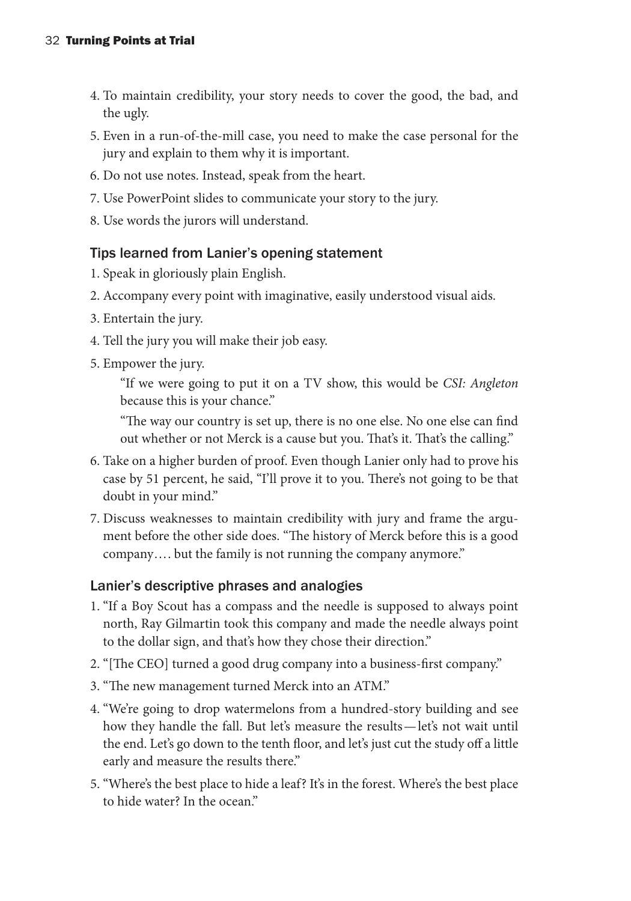4. To maintain credibility, your story needs to cover the good, the bad, and the ugly.
5. Even in a run-of-the-mill case, you need to make the case personal for the jury and explain to them why it is important.
6. Do not use notes. Instead, speak from the heart.
7. Use PowerPoint slides to communicate your story to the jury.
8. Use words the jurors will understand.

### Tips learned from Lanier's opening statement

1. Speak in gloriously plain English.
2. Accompany every point with imaginative, easily understood visual aids.
3. Entertain the jury.
4. Tell the jury you will make their job easy.
5. Empower the jury.

   "If we were going to put it on a TV show, this would be *CSI: Angleton* because this is your chance."

   "The way our country is set up, there is no one else. No one else can find out whether or not Merck is a cause but you. That's it. That's the calling."

6. Take on a higher burden of proof. Even though Lanier only had to prove his case by 51 percent, he said, "I'll prove it to you. There's not going to be that doubt in your mind."
7. Discuss weaknesses to maintain credibility with jury and frame the argument before the other side does. "The history of Merck before this is a good company…. but the family is not running the company anymore."

### Lanier's descriptive phrases and analogies

1. "If a Boy Scout has a compass and the needle is supposed to always point north, Ray Gilmartin took this company and made the needle always point to the dollar sign, and that's how they chose their direction."
2. "[The CEO] turned a good drug company into a business-first company."
3. "The new management turned Merck into an ATM."
4. "We're going to drop watermelons from a hundred-story building and see how they handle the fall. But let's measure the results—let's not wait until the end. Let's go down to the tenth floor, and let's just cut the study off a little early and measure the results there."
5. "Where's the best place to hide a leaf? It's in the forest. Where's the best place to hide water? In the ocean."